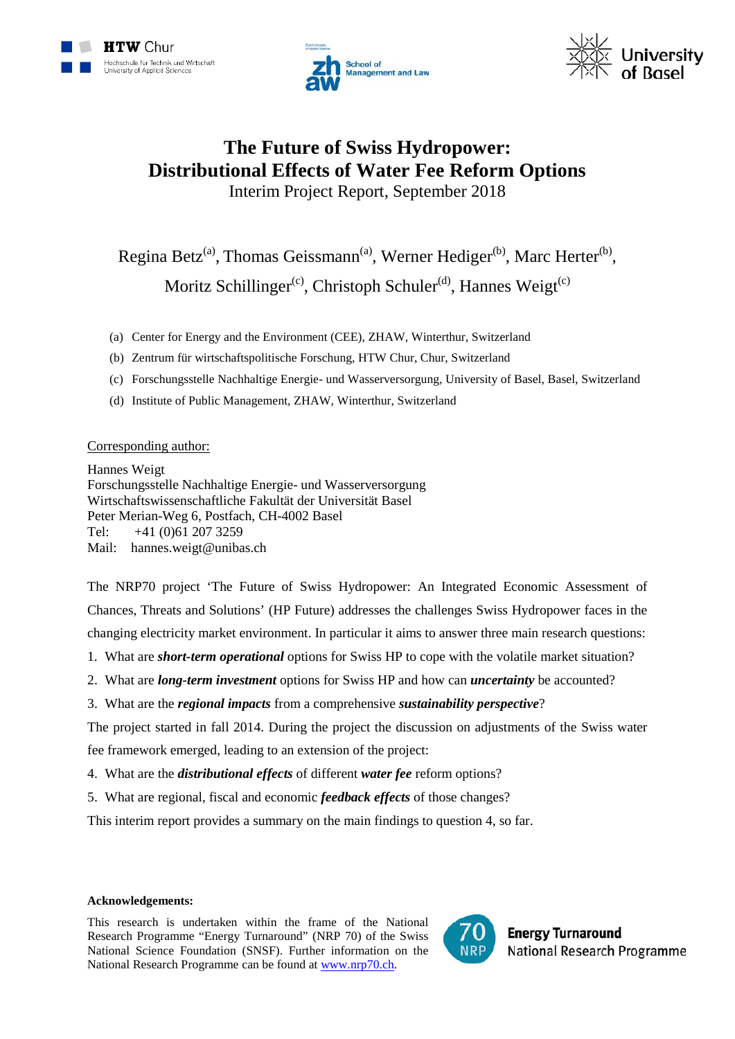# The Future of Swiss Hydropower: Distributional Effects of Water Fee Reform Options

Interim Project Report, September 2018

Regina Betz[(a)], Thomas Geissmann[(a)], Werner Hediger[(b)], Marc Herter[(b)], Moritz Schillinger[(c)], Christoph Schuler[(d)], Hannes Weigt[(c)]

(a) Center for Energy and the Environment (CEE), ZHAW, Winterthur, Switzerland
(b) Zentrum für wirtschaftspolitische Forschung, HTW Chur, Chur, Switzerland
(c) Forschungsstelle Nachhaltige Energie- und Wasserversorgung, University of Basel, Basel, Switzerland
(d) Institute of Public Management, ZHAW, Winterthur, Switzerland

Corresponding author:

Hannes Weigt
Forschungsstelle Nachhaltige Energie- und Wasserversorgung
Wirtschaftswissenschaftliche Fakultät der Universität Basel
Peter Merian-Weg 6, Postfach, CH-4002 Basel
Tel: +41 (0)61 207 3259
Mail: hannes.weigt@unibas.ch

The NRP70 project 'The Future of Swiss Hydropower: An Integrated Economic Assessment of Chances, Threats and Solutions' (HP Future) addresses the challenges Swiss Hydropower faces in the changing electricity market environment. In particular it aims to answer three main research questions:

1. What are ***short-term operational*** options for Swiss HP to cope with the volatile market situation?
2. What are ***long-term investment*** options for Swiss HP and how can ***uncertainty*** be accounted?
3. What are the ***regional impacts*** from a comprehensive ***sustainability perspective***?

The project started in fall 2014. During the project the discussion on adjustments of the Swiss water fee framework emerged, leading to an extension of the project:

4. What are the ***distributional effects*** of different ***water fee*** reform options?
5. What are regional, fiscal and economic ***feedback effects*** of those changes?

This interim report provides a summary on the main findings to question 4, so far.

**Acknowledgements:**

This research is undertaken within the frame of the National Research Programme "Energy Turnaround" (NRP 70) of the Swiss National Science Foundation (SNSF). Further information on the National Research Programme can be found at www.nrp70.ch.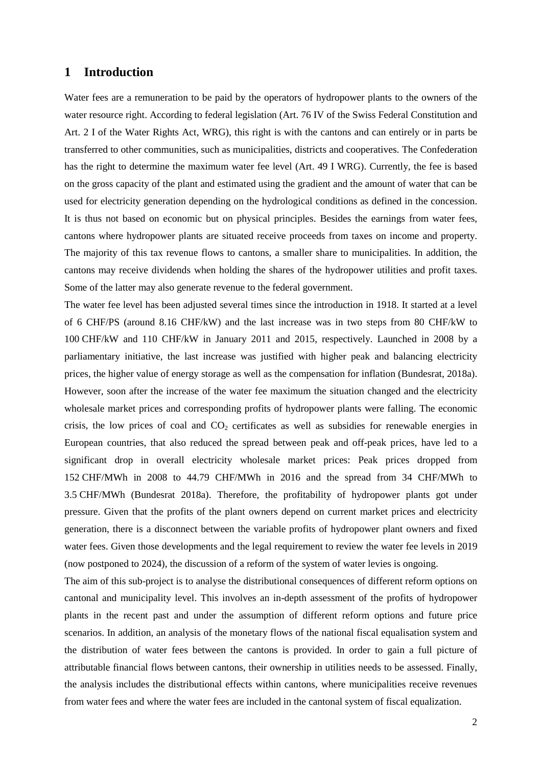# 1 Introduction

Water fees are a remuneration to be paid by the operators of hydropower plants to the owners of the water resource right. According to federal legislation (Art. 76 IV of the Swiss Federal Constitution and Art. 2 I of the Water Rights Act, WRG), this right is with the cantons and can entirely or in parts be transferred to other communities, such as municipalities, districts and cooperatives. The Confederation has the right to determine the maximum water fee level (Art. 49 I WRG). Currently, the fee is based on the gross capacity of the plant and estimated using the gradient and the amount of water that can be used for electricity generation depending on the hydrological conditions as defined in the concession. It is thus not based on economic but on physical principles. Besides the earnings from water fees, cantons where hydropower plants are situated receive proceeds from taxes on income and property. The majority of this tax revenue flows to cantons, a smaller share to municipalities. In addition, the cantons may receive dividends when holding the shares of the hydropower utilities and profit taxes. Some of the latter may also generate revenue to the federal government.

The water fee level has been adjusted several times since the introduction in 1918. It started at a level of 6 CHF/PS (around 8.16 CHF/kW) and the last increase was in two steps from 80 CHF/kW to 100 CHF/kW and 110 CHF/kW in January 2011 and 2015, respectively. Launched in 2008 by a parliamentary initiative, the last increase was justified with higher peak and balancing electricity prices, the higher value of energy storage as well as the compensation for inflation (Bundesrat, 2018a). However, soon after the increase of the water fee maximum the situation changed and the electricity wholesale market prices and corresponding profits of hydropower plants were falling. The economic crisis, the low prices of coal and $CO_2$ certificates as well as subsidies for renewable energies in European countries, that also reduced the spread between peak and off-peak prices, have led to a significant drop in overall electricity wholesale market prices: Peak prices dropped from 152 CHF/MWh in 2008 to 44.79 CHF/MWh in 2016 and the spread from 34 CHF/MWh to 3.5 CHF/MWh (Bundesrat 2018a). Therefore, the profitability of hydropower plants got under pressure. Given that the profits of the plant owners depend on current market prices and electricity generation, there is a disconnect between the variable profits of hydropower plant owners and fixed water fees. Given those developments and the legal requirement to review the water fee levels in 2019 (now postponed to 2024), the discussion of a reform of the system of water levies is ongoing.

The aim of this sub-project is to analyse the distributional consequences of different reform options on cantonal and municipality level. This involves an in-depth assessment of the profits of hydropower plants in the recent past and under the assumption of different reform options and future price scenarios. In addition, an analysis of the monetary flows of the national fiscal equalisation system and the distribution of water fees between the cantons is provided. In order to gain a full picture of attributable financial flows between cantons, their ownership in utilities needs to be assessed. Finally, the analysis includes the distributional effects within cantons, where municipalities receive revenues from water fees and where the water fees are included in the cantonal system of fiscal equalization.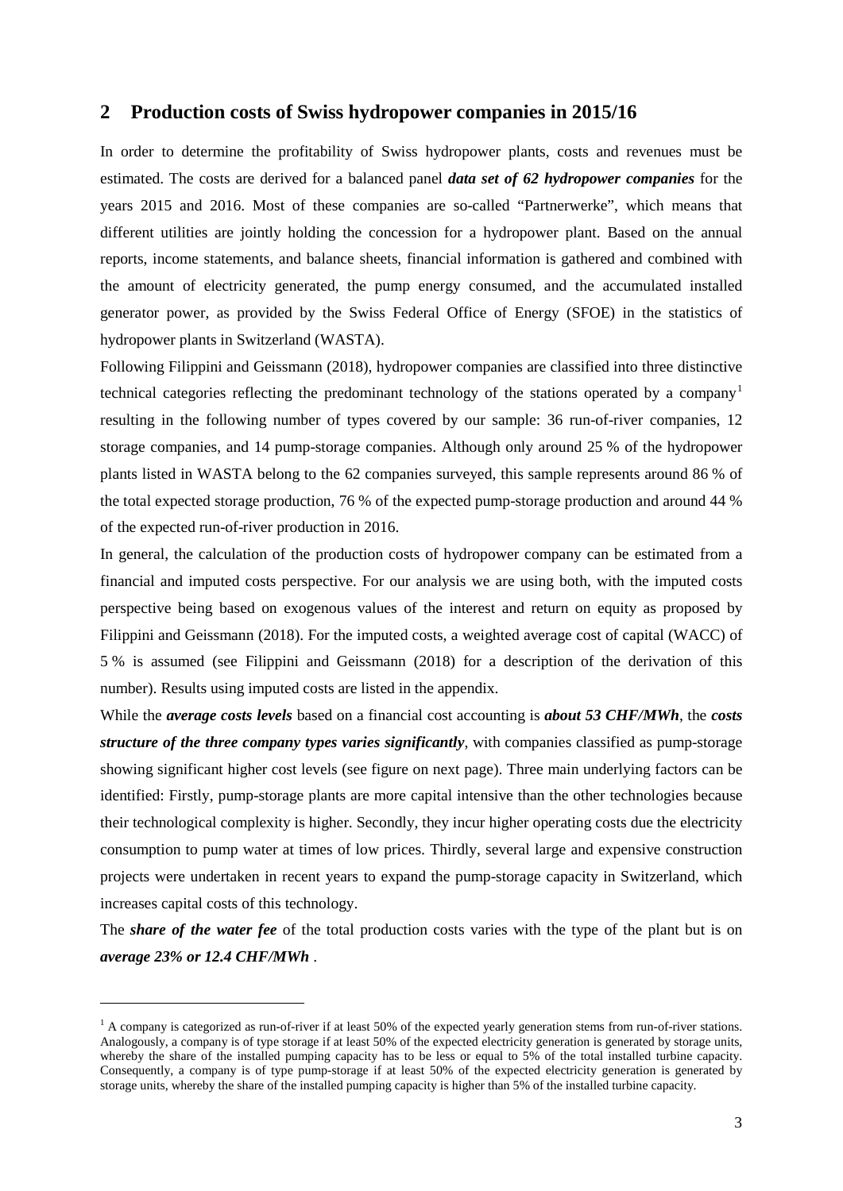## 2 Production costs of Swiss hydropower companies in 2015/16

In order to determine the profitability of Swiss hydropower plants, costs and revenues must be estimated. The costs are derived for a balanced panel ***data set of 62 hydropower companies*** for the years 2015 and 2016. Most of these companies are so-called "Partnerwerke", which means that different utilities are jointly holding the concession for a hydropower plant. Based on the annual reports, income statements, and balance sheets, financial information is gathered and combined with the amount of electricity generated, the pump energy consumed, and the accumulated installed generator power, as provided by the Swiss Federal Office of Energy (SFOE) in the statistics of hydropower plants in Switzerland (WASTA).

Following Filippini and Geissmann (2018), hydropower companies are classified into three distinctive technical categories reflecting the predominant technology of the stations operated by a company[1] resulting in the following number of types covered by our sample: 36 run-of-river companies, 12 storage companies, and 14 pump-storage companies. Although only around 25 % of the hydropower plants listed in WASTA belong to the 62 companies surveyed, this sample represents around 86 % of the total expected storage production, 76 % of the expected pump-storage production and around 44 % of the expected run-of-river production in 2016.

In general, the calculation of the production costs of hydropower company can be estimated from a financial and imputed costs perspective. For our analysis we are using both, with the imputed costs perspective being based on exogenous values of the interest and return on equity as proposed by Filippini and Geissmann (2018). For the imputed costs, a weighted average cost of capital (WACC) of 5 % is assumed (see Filippini and Geissmann (2018) for a description of the derivation of this number). Results using imputed costs are listed in the appendix.

While the ***average costs levels*** based on a financial cost accounting is ***about 53 CHF/MWh***, the ***costs structure of the three company types varies significantly***, with companies classified as pump-storage showing significant higher cost levels (see figure on next page). Three main underlying factors can be identified: Firstly, pump-storage plants are more capital intensive than the other technologies because their technological complexity is higher. Secondly, they incur higher operating costs due the electricity consumption to pump water at times of low prices. Thirdly, several large and expensive construction projects were undertaken in recent years to expand the pump-storage capacity in Switzerland, which increases capital costs of this technology.

The ***share of the water fee*** of the total production costs varies with the type of the plant but is on ***average 23% or 12.4 CHF/MWh*** .

[1] A company is categorized as run-of-river if at least 50% of the expected yearly generation stems from run-of-river stations. Analogously, a company is of type storage if at least 50% of the expected electricity generation is generated by storage units, whereby the share of the installed pumping capacity has to be less or equal to 5% of the total installed turbine capacity. Consequently, a company is of type pump-storage if at least 50% of the expected electricity generation is generated by storage units, whereby the share of the installed pumping capacity is higher than 5% of the installed turbine capacity.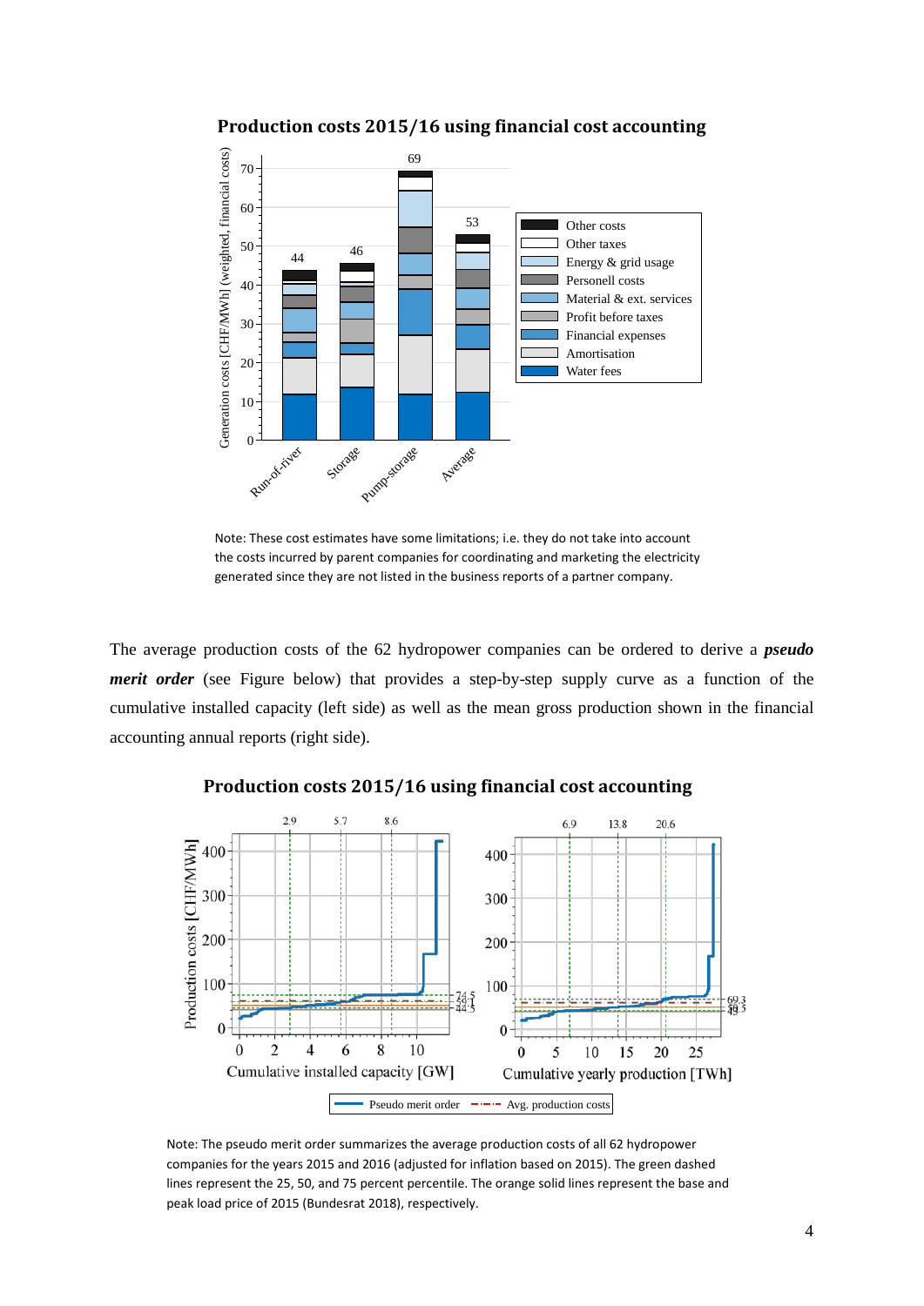**Production costs 2015/16 using financial cost accounting**

Note: These cost estimates have some limitations; i.e. they do not take into account the costs incurred by parent companies for coordinating and marketing the electricity generated since they are not listed in the business reports of a partner company.

The average production costs of the 62 hydropower companies can be ordered to derive a ***pseudo merit order*** (see Figure below) that provides a step-by-step supply curve as a function of the cumulative installed capacity (left side) as well as the mean gross production shown in the financial accounting annual reports (right side).

**Production costs 2015/16 using financial cost accounting**

Note: The pseudo merit order summarizes the average production costs of all 62 hydropower companies for the years 2015 and 2016 (adjusted for inflation based on 2015). The green dashed lines represent the 25, 50, and 75 percent percentile. The orange solid lines represent the base and peak load price of 2015 (Bundesrat 2018), respectively.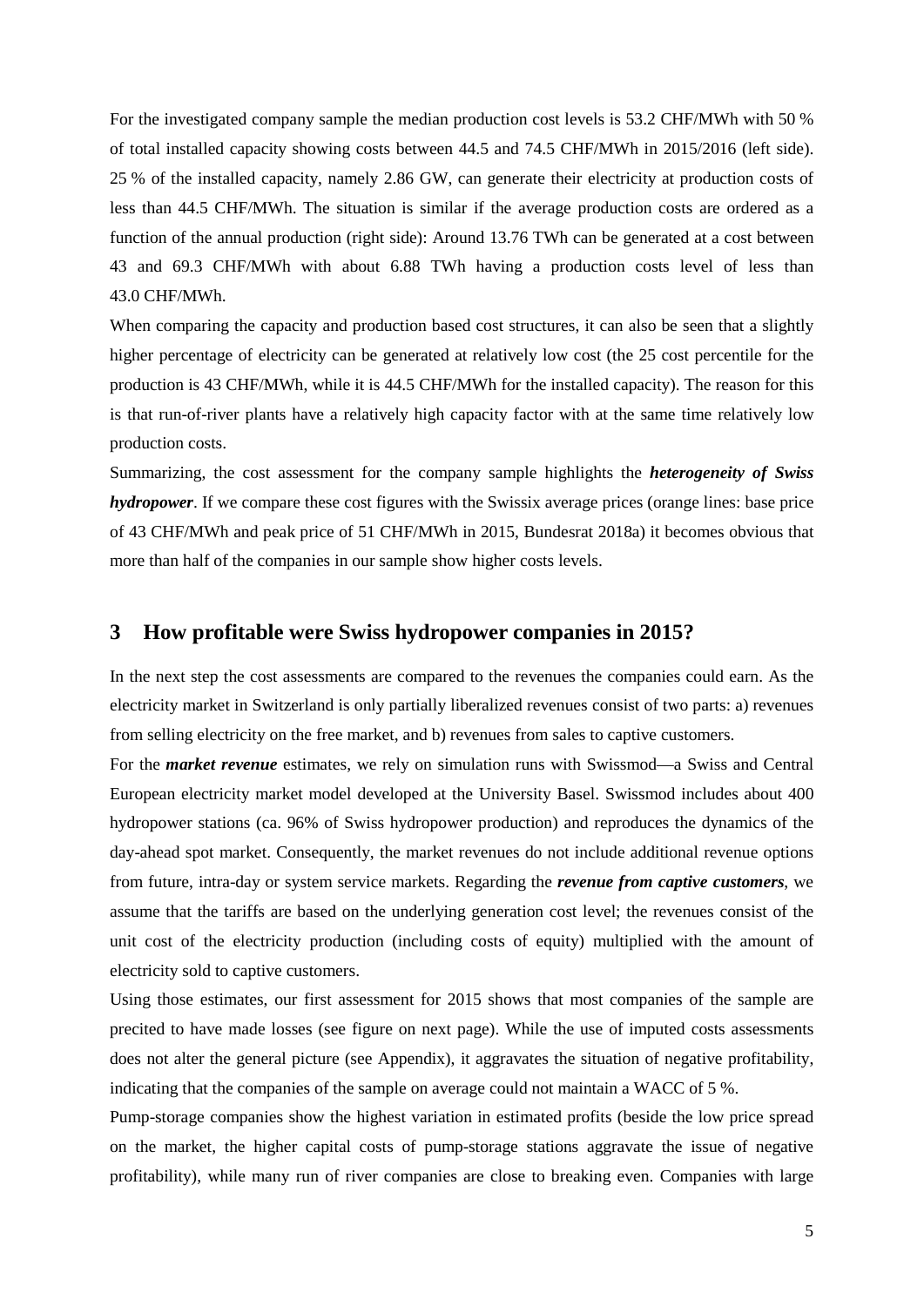For the investigated company sample the median production cost levels is 53.2 CHF/MWh with 50 % of total installed capacity showing costs between 44.5 and 74.5 CHF/MWh in 2015/2016 (left side). 25 % of the installed capacity, namely 2.86 GW, can generate their electricity at production costs of less than 44.5 CHF/MWh. The situation is similar if the average production costs are ordered as a function of the annual production (right side): Around 13.76 TWh can be generated at a cost between 43 and 69.3 CHF/MWh with about 6.88 TWh having a production costs level of less than 43.0 CHF/MWh.

When comparing the capacity and production based cost structures, it can also be seen that a slightly higher percentage of electricity can be generated at relatively low cost (the 25 cost percentile for the production is 43 CHF/MWh, while it is 44.5 CHF/MWh for the installed capacity). The reason for this is that run-of-river plants have a relatively high capacity factor with at the same time relatively low production costs.

Summarizing, the cost assessment for the company sample highlights the ***heterogeneity of Swiss hydropower***. If we compare these cost figures with the Swissix average prices (orange lines: base price of 43 CHF/MWh and peak price of 51 CHF/MWh in 2015, Bundesrat 2018a) it becomes obvious that more than half of the companies in our sample show higher costs levels.

# 3 How profitable were Swiss hydropower companies in 2015?

In the next step the cost assessments are compared to the revenues the companies could earn. As the electricity market in Switzerland is only partially liberalized revenues consist of two parts: a) revenues from selling electricity on the free market, and b) revenues from sales to captive customers.

For the ***market revenue*** estimates, we rely on simulation runs with Swissmod—a Swiss and Central European electricity market model developed at the University Basel. Swissmod includes about 400 hydropower stations (ca. 96% of Swiss hydropower production) and reproduces the dynamics of the day-ahead spot market. Consequently, the market revenues do not include additional revenue options from future, intra-day or system service markets. Regarding the ***revenue from captive customers***, we assume that the tariffs are based on the underlying generation cost level; the revenues consist of the unit cost of the electricity production (including costs of equity) multiplied with the amount of electricity sold to captive customers.

Using those estimates, our first assessment for 2015 shows that most companies of the sample are precited to have made losses (see figure on next page). While the use of imputed costs assessments does not alter the general picture (see Appendix), it aggravates the situation of negative profitability, indicating that the companies of the sample on average could not maintain a WACC of 5 %.

Pump-storage companies show the highest variation in estimated profits (beside the low price spread on the market, the higher capital costs of pump-storage stations aggravate the issue of negative profitability), while many run of river companies are close to breaking even. Companies with large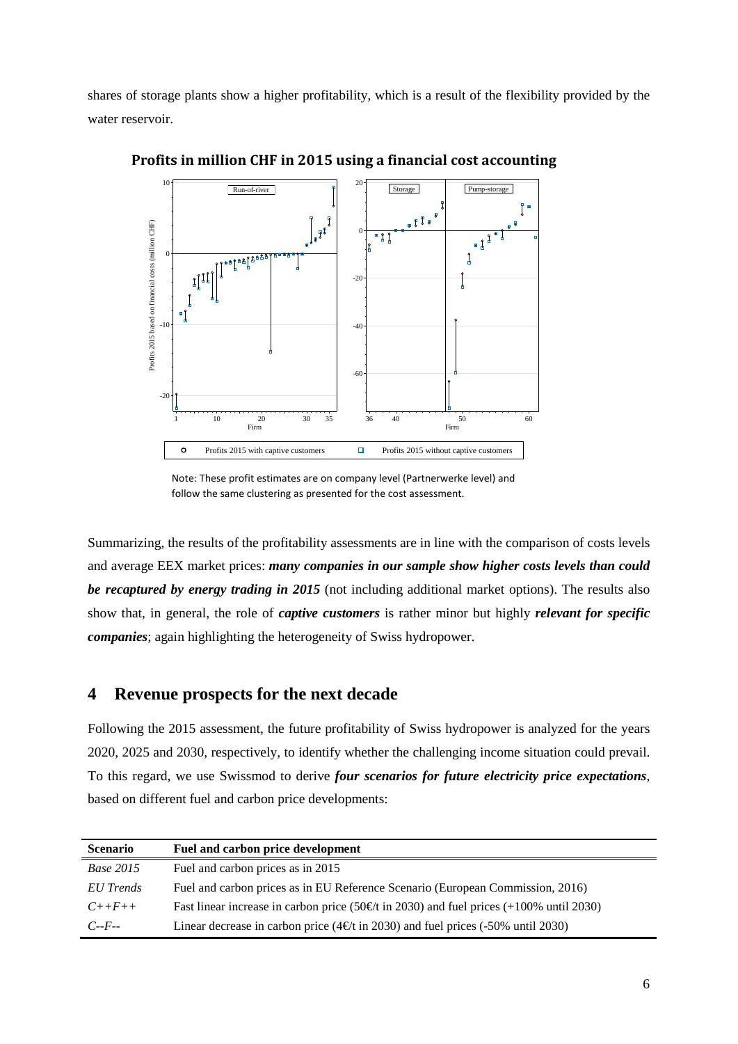shares of storage plants show a higher profitability, which is a result of the flexibility provided by the water reservoir.

**Profits in million CHF in 2015 using a financial cost accounting**

Note: These profit estimates are on company level (Partnerwerke level) and follow the same clustering as presented for the cost assessment.

Summarizing, the results of the profitability assessments are in line with the comparison of costs levels and average EEX market prices: ***many companies in our sample show higher costs levels than could be recaptured by energy trading in 2015*** (not including additional market options). The results also show that, in general, the role of ***captive customers*** is rather minor but highly ***relevant for specific companies***; again highlighting the heterogeneity of Swiss hydropower.

## 4 Revenue prospects for the next decade

Following the 2015 assessment, the future profitability of Swiss hydropower is analyzed for the years 2020, 2025 and 2030, respectively, to identify whether the challenging income situation could prevail. To this regard, we use Swissmod to derive ***four scenarios for future electricity price expectations***, based on different fuel and carbon price developments:

| Scenario | Fuel and carbon price development |
|---|---|
| *Base 2015* | Fuel and carbon prices as in 2015 |
| *EU Trends* | Fuel and carbon prices as in EU Reference Scenario (European Commission, 2016) |
| *C++F++* | Fast linear increase in carbon price (50€/t in 2030) and fuel prices (+100% until 2030) |
| *C--F--* | Linear decrease in carbon price (4€/t in 2030) and fuel prices (-50% until 2030) |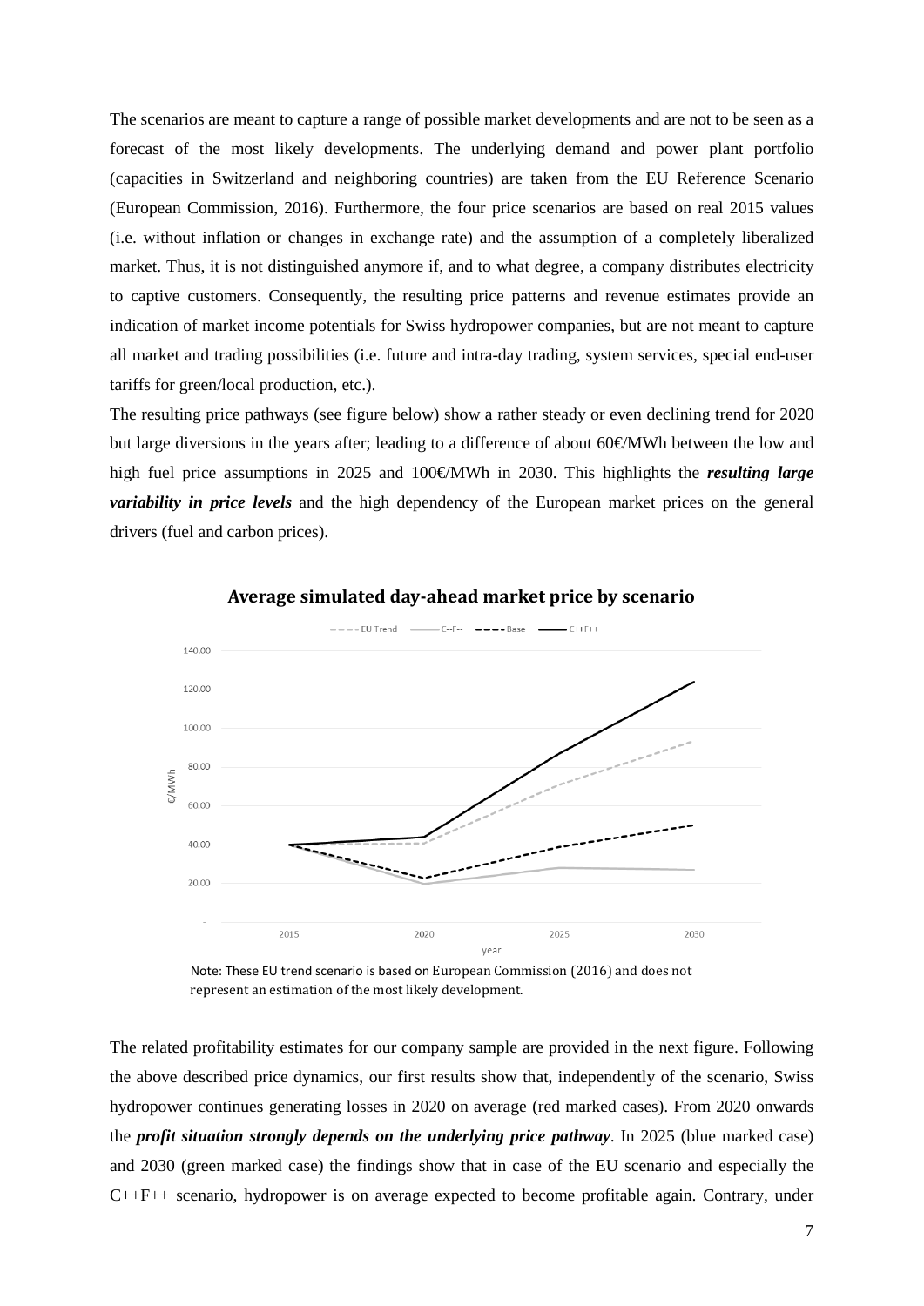The scenarios are meant to capture a range of possible market developments and are not to be seen as a forecast of the most likely developments. The underlying demand and power plant portfolio (capacities in Switzerland and neighboring countries) are taken from the EU Reference Scenario (European Commission, 2016). Furthermore, the four price scenarios are based on real 2015 values (i.e. without inflation or changes in exchange rate) and the assumption of a completely liberalized market. Thus, it is not distinguished anymore if, and to what degree, a company distributes electricity to captive customers. Consequently, the resulting price patterns and revenue estimates provide an indication of market income potentials for Swiss hydropower companies, but are not meant to capture all market and trading possibilities (i.e. future and intra-day trading, system services, special end-user tariffs for green/local production, etc.).

The resulting price pathways (see figure below) show a rather steady or even declining trend for 2020 but large diversions in the years after; leading to a difference of about 60€/MWh between the low and high fuel price assumptions in 2025 and 100€/MWh in 2030. This highlights the ***resulting large variability in price levels*** and the high dependency of the European market prices on the general drivers (fuel and carbon prices).

**Average simulated day-ahead market price by scenario**

Note: These EU trend scenario is based on European Commission (2016) and does not represent an estimation of the most likely development.

The related profitability estimates for our company sample are provided in the next figure. Following the above described price dynamics, our first results show that, independently of the scenario, Swiss hydropower continues generating losses in 2020 on average (red marked cases). From 2020 onwards the ***profit situation strongly depends on the underlying price pathway***. In 2025 (blue marked case) and 2030 (green marked case) the findings show that in case of the EU scenario and especially the C++F++ scenario, hydropower is on average expected to become profitable again. Contrary, under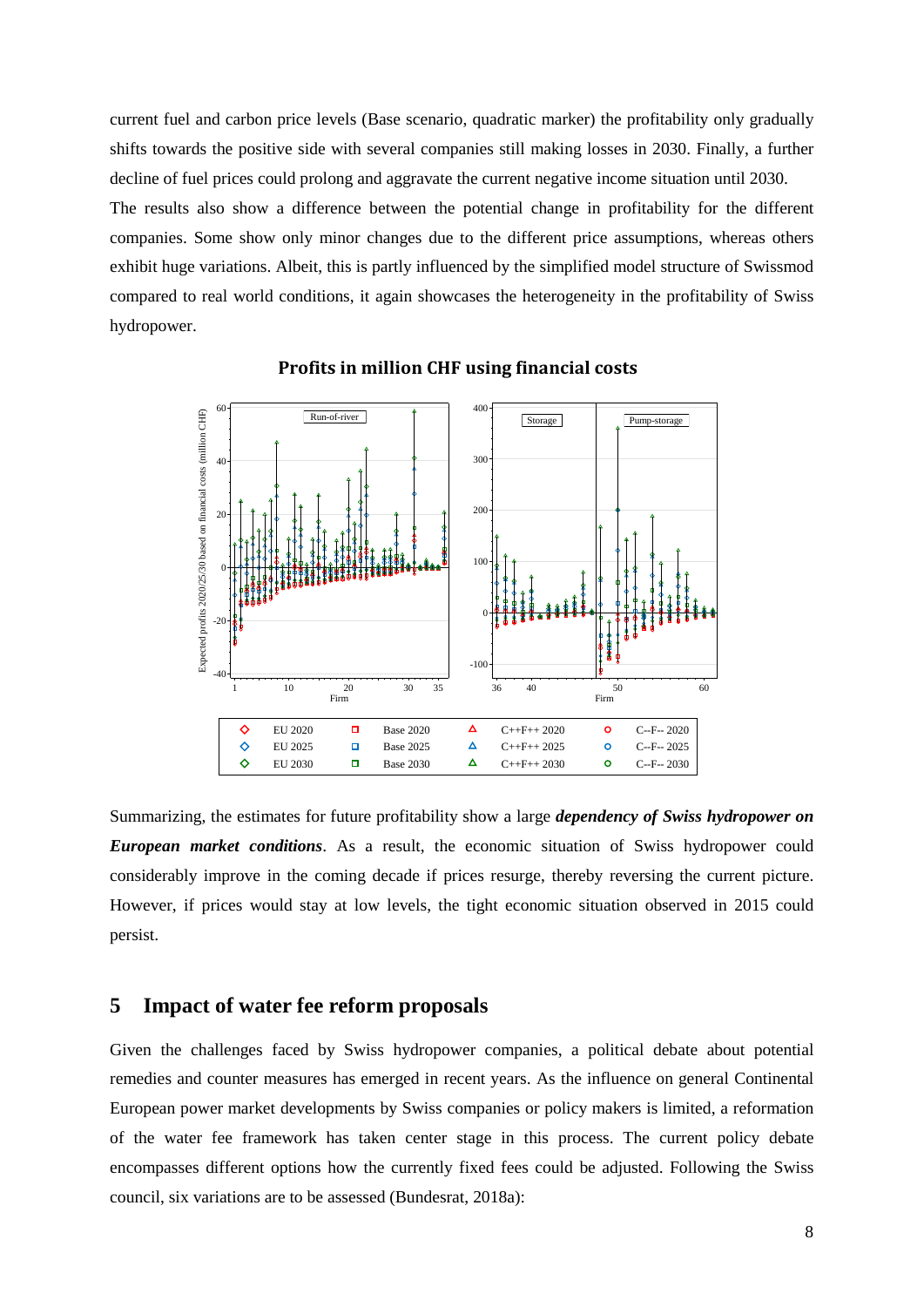current fuel and carbon price levels (Base scenario, quadratic marker) the profitability only gradually shifts towards the positive side with several companies still making losses in 2030. Finally, a further decline of fuel prices could prolong and aggravate the current negative income situation until 2030.

The results also show a difference between the potential change in profitability for the different companies. Some show only minor changes due to the different price assumptions, whereas others exhibit huge variations. Albeit, this is partly influenced by the simplified model structure of Swissmod compared to real world conditions, it again showcases the heterogeneity in the profitability of Swiss hydropower.

**Profits in million CHF using financial costs**

Summarizing, the estimates for future profitability show a large ***dependency of Swiss hydropower on European market conditions***. As a result, the economic situation of Swiss hydropower could considerably improve in the coming decade if prices resurge, thereby reversing the current picture. However, if prices would stay at low levels, the tight economic situation observed in 2015 could persist.

## 5 Impact of water fee reform proposals

Given the challenges faced by Swiss hydropower companies, a political debate about potential remedies and counter measures has emerged in recent years. As the influence on general Continental European power market developments by Swiss companies or policy makers is limited, a reformation of the water fee framework has taken center stage in this process. The current policy debate encompasses different options how the currently fixed fees could be adjusted. Following the Swiss council, six variations are to be assessed (Bundesrat, 2018a):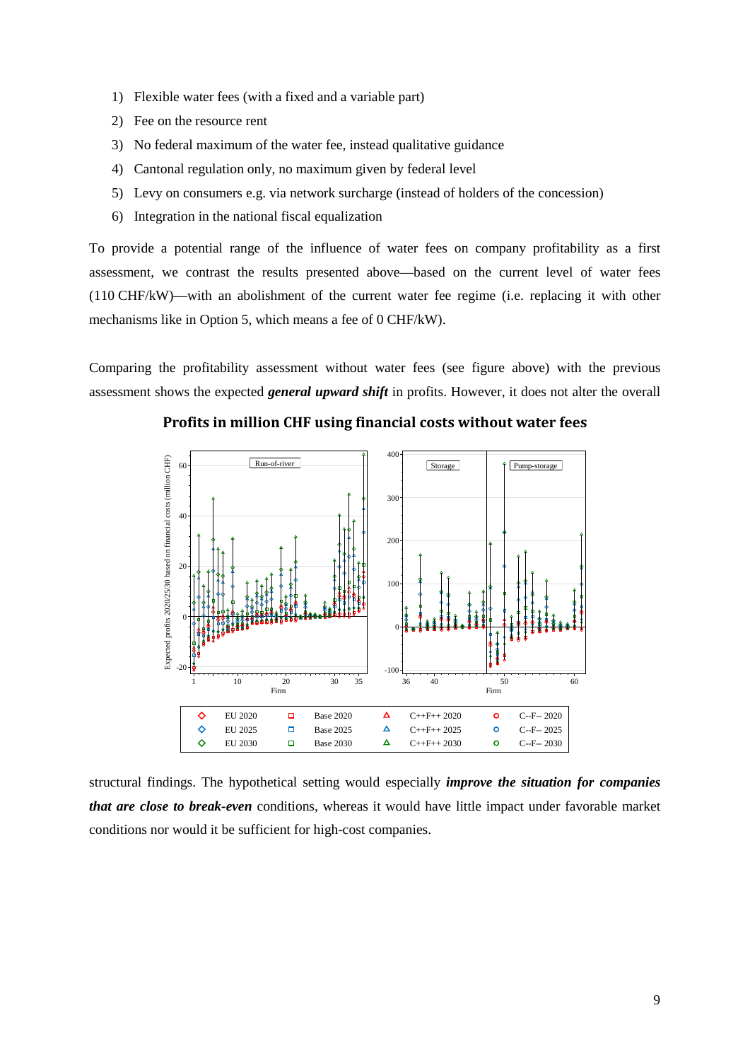1) Flexible water fees (with a fixed and a variable part)
2) Fee on the resource rent
3) No federal maximum of the water fee, instead qualitative guidance
4) Cantonal regulation only, no maximum given by federal level
5) Levy on consumers e.g. via network surcharge (instead of holders of the concession)
6) Integration in the national fiscal equalization

To provide a potential range of the influence of water fees on company profitability as a first assessment, we contrast the results presented above—based on the current level of water fees (110 CHF/kW)—with an abolishment of the current water fee regime (i.e. replacing it with other mechanisms like in Option 5, which means a fee of 0 CHF/kW).

Comparing the profitability assessment without water fees (see figure above) with the previous assessment shows the expected ***general upward shift*** in profits. However, it does not alter the overall structural findings. The hypothetical setting would especially ***improve the situation for companies that are close to break-even*** conditions, whereas it would have little impact under favorable market conditions nor would it be sufficient for high-cost companies.

**Profits in million CHF using financial costs without water fees**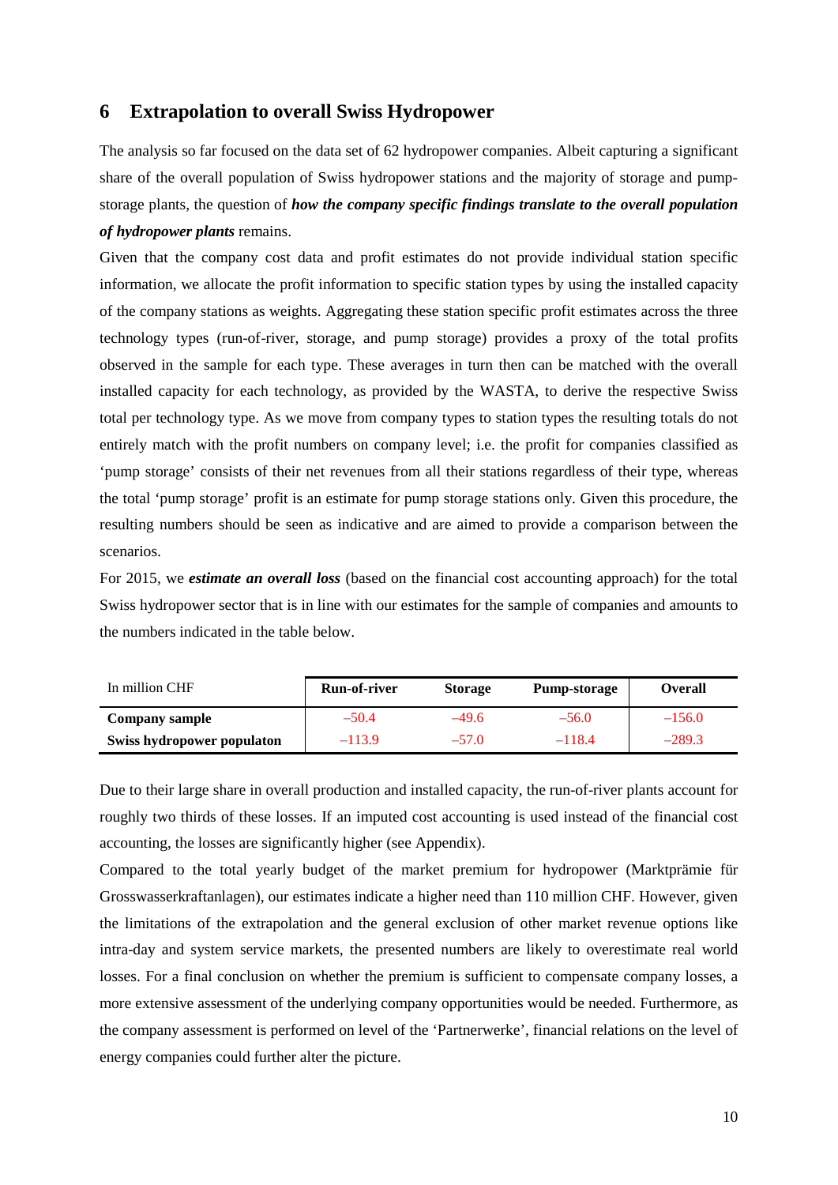## 6 Extrapolation to overall Swiss Hydropower

The analysis so far focused on the data set of 62 hydropower companies. Albeit capturing a significant share of the overall population of Swiss hydropower stations and the majority of storage and pump-storage plants, the question of ***how the company specific findings translate to the overall population of hydropower plants*** remains.

Given that the company cost data and profit estimates do not provide individual station specific information, we allocate the profit information to specific station types by using the installed capacity of the company stations as weights. Aggregating these station specific profit estimates across the three technology types (run-of-river, storage, and pump storage) provides a proxy of the total profits observed in the sample for each type. These averages in turn then can be matched with the overall installed capacity for each technology, as provided by the WASTA, to derive the respective Swiss total per technology type. As we move from company types to station types the resulting totals do not entirely match with the profit numbers on company level; i.e. the profit for companies classified as 'pump storage' consists of their net revenues from all their stations regardless of their type, whereas the total 'pump storage' profit is an estimate for pump storage stations only. Given this procedure, the resulting numbers should be seen as indicative and are aimed to provide a comparison between the scenarios.

For 2015, we ***estimate an overall loss*** (based on the financial cost accounting approach) for the total Swiss hydropower sector that is in line with our estimates for the sample of companies and amounts to the numbers indicated in the table below.

| In million CHF | Run-of-river | Storage | Pump-storage | Overall |
|---|---|---|---|---|
| **Company sample** | –50.4 | –49.6 | –56.0 | –156.0 |
| **Swiss hydropower populaton** | –113.9 | –57.0 | –118.4 | –289.3 |

Due to their large share in overall production and installed capacity, the run-of-river plants account for roughly two thirds of these losses. If an imputed cost accounting is used instead of the financial cost accounting, the losses are significantly higher (see Appendix).

Compared to the total yearly budget of the market premium for hydropower (Marktprämie für Grosswasserkraftanlagen), our estimates indicate a higher need than 110 million CHF. However, given the limitations of the extrapolation and the general exclusion of other market revenue options like intra-day and system service markets, the presented numbers are likely to overestimate real world losses. For a final conclusion on whether the premium is sufficient to compensate company losses, a more extensive assessment of the underlying company opportunities would be needed. Furthermore, as the company assessment is performed on level of the 'Partnerwerke', financial relations on the level of energy companies could further alter the picture.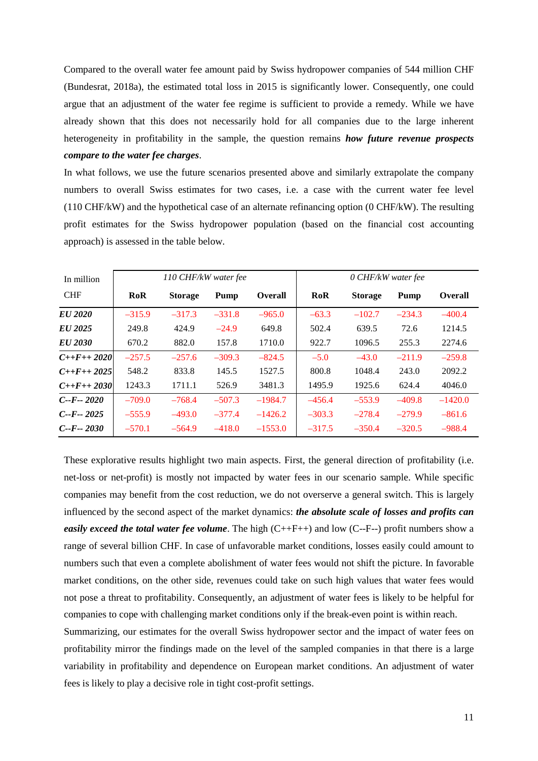Compared to the overall water fee amount paid by Swiss hydropower companies of 544 million CHF (Bundesrat, 2018a), the estimated total loss in 2015 is significantly lower. Consequently, one could argue that an adjustment of the water fee regime is sufficient to provide a remedy. While we have already shown that this does not necessarily hold for all companies due to the large inherent heterogeneity in profitability in the sample, the question remains ***how future revenue prospects compare to the water fee charges***.

In what follows, we use the future scenarios presented above and similarly extrapolate the company numbers to overall Swiss estimates for two cases, i.e. a case with the current water fee level (110 CHF/kW) and the hypothetical case of an alternate refinancing option (0 CHF/kW). The resulting profit estimates for the Swiss hydropower population (based on the financial cost accounting approach) is assessed in the table below.

| In million CHF | *110 CHF/kW water fee* | | | | *0 CHF/kW water fee* | | | |
|---|---|---|---|---|---|---|---|---|
| | **RoR** | **Storage** | **Pump** | **Overall** | **RoR** | **Storage** | **Pump** | **Overall** |
| ***EU 2020*** | –315.9 | –317.3 | –331.8 | –965.0 | –63.3 | –102.7 | –234.3 | –400.4 |
| ***EU 2025*** | 249.8 | 424.9 | –24.9 | 649.8 | 502.4 | 639.5 | 72.6 | 1214.5 |
| ***EU 2030*** | 670.2 | 882.0 | 157.8 | 1710.0 | 922.7 | 1096.5 | 255.3 | 2274.6 |
| ***C++F++ 2020*** | –257.5 | –257.6 | –309.3 | –824.5 | –5.0 | –43.0 | –211.9 | –259.8 |
| ***C++F++ 2025*** | 548.2 | 833.8 | 145.5 | 1527.5 | 800.8 | 1048.4 | 243.0 | 2092.2 |
| ***C++F++ 2030*** | 1243.3 | 1711.1 | 526.9 | 3481.3 | 1495.9 | 1925.6 | 624.4 | 4046.0 |
| ***C--F-- 2020*** | –709.0 | –768.4 | –507.3 | –1984.7 | –456.4 | –553.9 | –409.8 | –1420.0 |
| ***C--F-- 2025*** | –555.9 | –493.0 | –377.4 | –1426.2 | –303.3 | –278.4 | –279.9 | –861.6 |
| ***C--F-- 2030*** | –570.1 | –564.9 | –418.0 | –1553.0 | –317.5 | –350.4 | –320.5 | –988.4 |

These explorative results highlight two main aspects. First, the general direction of profitability (i.e. net-loss or net-profit) is mostly not impacted by water fees in our scenario sample. While specific companies may benefit from the cost reduction, we do not overserve a general switch. This is largely influenced by the second aspect of the market dynamics: ***the absolute scale of losses and profits can easily exceed the total water fee volume***. The high (C++F++) and low (C--F--) profit numbers show a range of several billion CHF. In case of unfavorable market conditions, losses easily could amount to numbers such that even a complete abolishment of water fees would not shift the picture. In favorable market conditions, on the other side, revenues could take on such high values that water fees would not pose a threat to profitability. Consequently, an adjustment of water fees is likely to be helpful for companies to cope with challenging market conditions only if the break-even point is within reach.

Summarizing, our estimates for the overall Swiss hydropower sector and the impact of water fees on profitability mirror the findings made on the level of the sampled companies in that there is a large variability in profitability and dependence on European market conditions. An adjustment of water fees is likely to play a decisive role in tight cost-profit settings.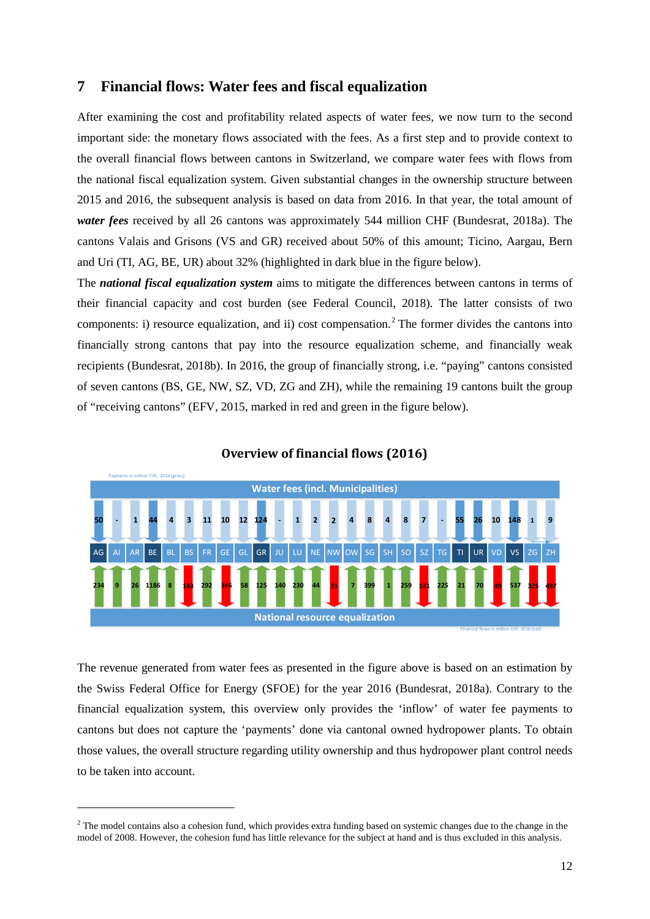# 7 Financial flows: Water fees and fiscal equalization

After examining the cost and profitability related aspects of water fees, we now turn to the second important side: the monetary flows associated with the fees. As a first step and to provide context to the overall financial flows between cantons in Switzerland, we compare water fees with flows from the national fiscal equalization system. Given substantial changes in the ownership structure between 2015 and 2016, the subsequent analysis is based on data from 2016. In that year, the total amount of ***water fees*** received by all 26 cantons was approximately 544 million CHF (Bundesrat, 2018a). The cantons Valais and Grisons (VS and GR) received about 50% of this amount; Ticino, Aargau, Bern and Uri (TI, AG, BE, UR) about 32% (highlighted in dark blue in the figure below).

The ***national fiscal equalization system*** aims to mitigate the differences between cantons in terms of their financial capacity and cost burden (see Federal Council, 2018). The latter consists of two components: i) resource equalization, and ii) cost compensation.[2] The former divides the cantons into financially strong cantons that pay into the resource equalization scheme, and financially weak recipients (Bundesrat, 2018b). In 2016, the group of financially strong, i.e. "paying" cantons consisted of seven cantons (BS, GE, NW, SZ, VD, ZG and ZH), while the remaining 19 cantons built the group of "receiving cantons" (EFV, 2015, marked in red and green in the figure below).

**Overview of financial flows (2016)**

Payments in million CHF, 2016 (gross)

| | AG | AI | AR | BE | BL | BS | FR | GE | GL | GR | JU | LU | NE | NW | OW | SG | SH | SO | SZ | TG | TI | UR | VD | VS | ZG | ZH |
|---|---|---|---|---|---|---|---|---|---|---|---|---|---|---|---|---|---|---|---|---|---|---|---|---|---|---|
| Water fees (incl. Municipalities) | 50 | - | 1 | 44 | 4 | 3 | 11 | 10 | 12 | 124 | - | 1 | 2 | 2 | 4 | 8 | 4 | 8 | 7 | - | 55 | 26 | 10 | 148 | 1 | 9 |
| National resource equalization | 234 | 9 | 26 | 1186 | 8 | 143 | 292 | 346 | 58 | 125 | 140 | 230 | 44 | 31 | 7 | 399 | 1 | 259 | 181 | 225 | 21 | 70 | 49 | 537 | 325 | 497 |

Financial flows in million CHF, 2016 (net)

The revenue generated from water fees as presented in the figure above is based on an estimation by the Swiss Federal Office for Energy (SFOE) for the year 2016 (Bundesrat, 2018a). Contrary to the financial equalization system, this overview only provides the 'inflow' of water fee payments to cantons but does not capture the 'payments' done via cantonal owned hydropower plants. To obtain those values, the overall structure regarding utility ownership and thus hydropower plant control needs to be taken into account.

---

[2] The model contains also a cohesion fund, which provides extra funding based on systemic changes due to the change in the model of 2008. However, the cohesion fund has little relevance for the subject at hand and is thus excluded in this analysis.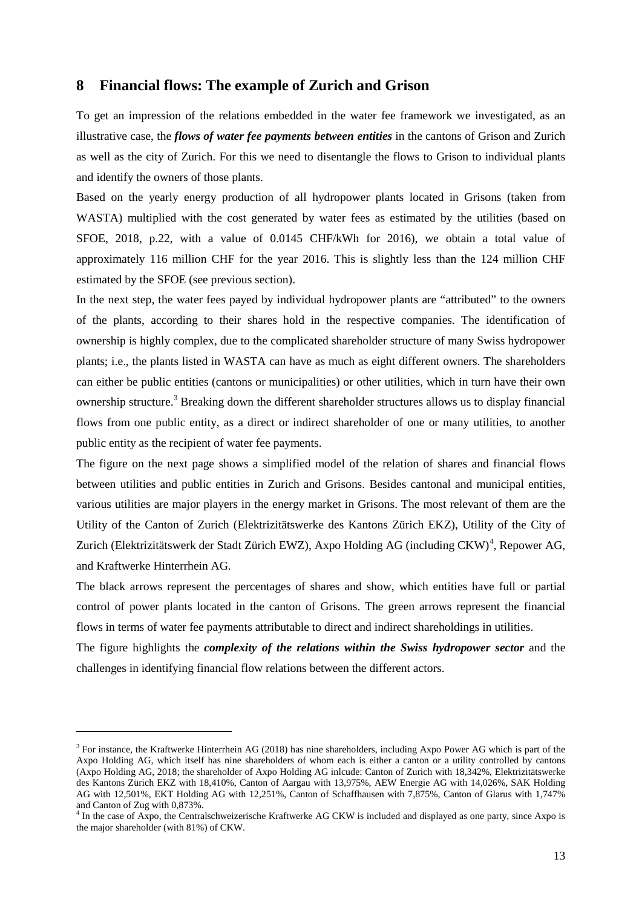## 8 Financial flows: The example of Zurich and Grison

To get an impression of the relations embedded in the water fee framework we investigated, as an illustrative case, the ***flows of water fee payments between entities*** in the cantons of Grison and Zurich as well as the city of Zurich. For this we need to disentangle the flows to Grison to individual plants and identify the owners of those plants.

Based on the yearly energy production of all hydropower plants located in Grisons (taken from WASTA) multiplied with the cost generated by water fees as estimated by the utilities (based on SFOE, 2018, p.22, with a value of 0.0145 CHF/kWh for 2016), we obtain a total value of approximately 116 million CHF for the year 2016. This is slightly less than the 124 million CHF estimated by the SFOE (see previous section).

In the next step, the water fees payed by individual hydropower plants are "attributed" to the owners of the plants, according to their shares hold in the respective companies. The identification of ownership is highly complex, due to the complicated shareholder structure of many Swiss hydropower plants; i.e., the plants listed in WASTA can have as much as eight different owners. The shareholders can either be public entities (cantons or municipalities) or other utilities, which in turn have their own ownership structure.[3] Breaking down the different shareholder structures allows us to display financial flows from one public entity, as a direct or indirect shareholder of one or many utilities, to another public entity as the recipient of water fee payments.

The figure on the next page shows a simplified model of the relation of shares and financial flows between utilities and public entities in Zurich and Grisons. Besides cantonal and municipal entities, various utilities are major players in the energy market in Grisons. The most relevant of them are the Utility of the Canton of Zurich (Elektrizitätswerke des Kantons Zürich EKZ), Utility of the City of Zurich (Elektrizitätswerk der Stadt Zürich EWZ), Axpo Holding AG (including CKW)[4], Repower AG, and Kraftwerke Hinterrhein AG.

The black arrows represent the percentages of shares and show, which entities have full or partial control of power plants located in the canton of Grisons. The green arrows represent the financial flows in terms of water fee payments attributable to direct and indirect shareholdings in utilities.

The figure highlights the ***complexity of the relations within the Swiss hydropower sector*** and the challenges in identifying financial flow relations between the different actors.

---

[3] For instance, the Kraftwerke Hinterrhein AG (2018) has nine shareholders, including Axpo Power AG which is part of the Axpo Holding AG, which itself has nine shareholders of whom each is either a canton or a utility controlled by cantons (Axpo Holding AG, 2018; the shareholder of Axpo Holding AG inlcude: Canton of Zurich with 18,342%, Elektrizitätswerke des Kantons Zürich EKZ with 18,410%, Canton of Aargau with 13,975%, AEW Energie AG with 14,026%, SAK Holding AG with 12,501%, EKT Holding AG with 12,251%, Canton of Schaffhausen with 7,875%, Canton of Glarus with 1,747% and Canton of Zug with 0,873%.

[4] In the case of Axpo, the Centralschweizerische Kraftwerke AG CKW is included and displayed as one party, since Axpo is the major shareholder (with 81%) of CKW.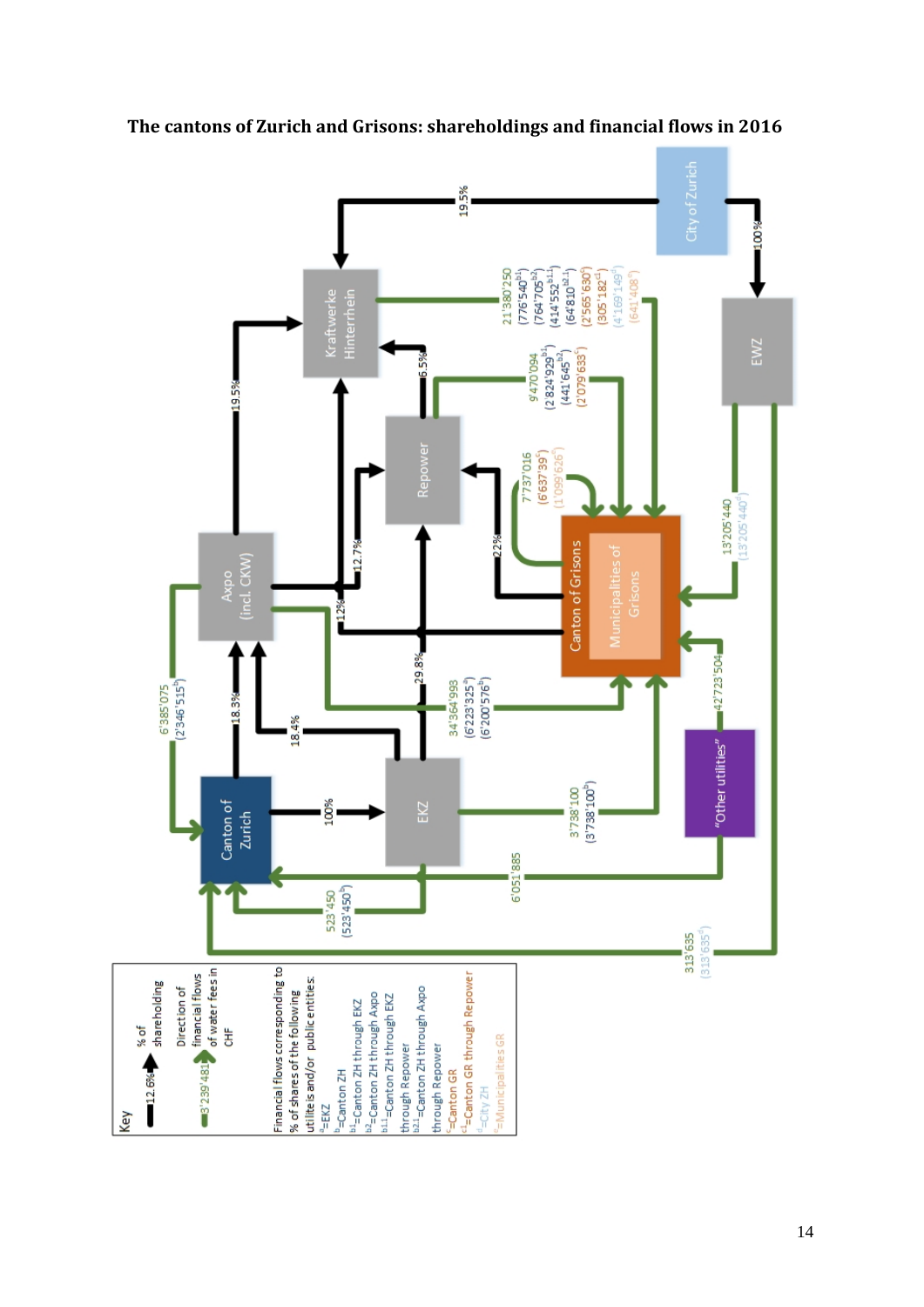**The cantons of Zurich and Grisons: shareholdings and financial flows in 2016**

City of Zurich

EWZ

Kraftwerke Hinterrhein

Repower

Axpo (incl. CKW)

Canton of Grisons

Municipalities of Grisons

Canton of Zurich

EKZ

"Other utilities"

19.5%

100%

19.5%

6.5%

12.7%

22%

12%

29.8%

18.3%

18.4%

100%

21'380'250 (776'540[b1]) (764'705[b2]) (414'552[b1.1]) (64'810[b2.1]) (2'565'630[c]) (305'182[c1]) (4'169'149[d]) (641'408[e])

9'470'094 (2'824'929[b1]) (441'645[b2]) (2'079'633[c])

7'737'016 (6637'39[c]) (1'099'626[e])

13'205'440 (13'205'440[d])

42'723'504

34'364'993 (6'223'325[a]) (6'200'576[b])

6'385'075 (2'346'515[b])

3'738'100 (3'738'100[b])

6'051'885

523'450 (523'450[b])

313'635 (313'635[d])

Key

12.6% — % of shareholding

3'239'481 — Direction of financial flows of water fees in CHF

Financial flows corresponding to % of shares of the following utilities and/or public entities:

a=EKZ
b=Canton ZH
b1=Canton ZH through EKZ
b2=Canton ZH through Axpo
b1.1=Canton ZH through EKZ through Repower
b2.1=Canton ZH through Axpo through Repower
c=Canton GR
c1=Canton GR through Repower
d=City ZH
e=Municipalities GR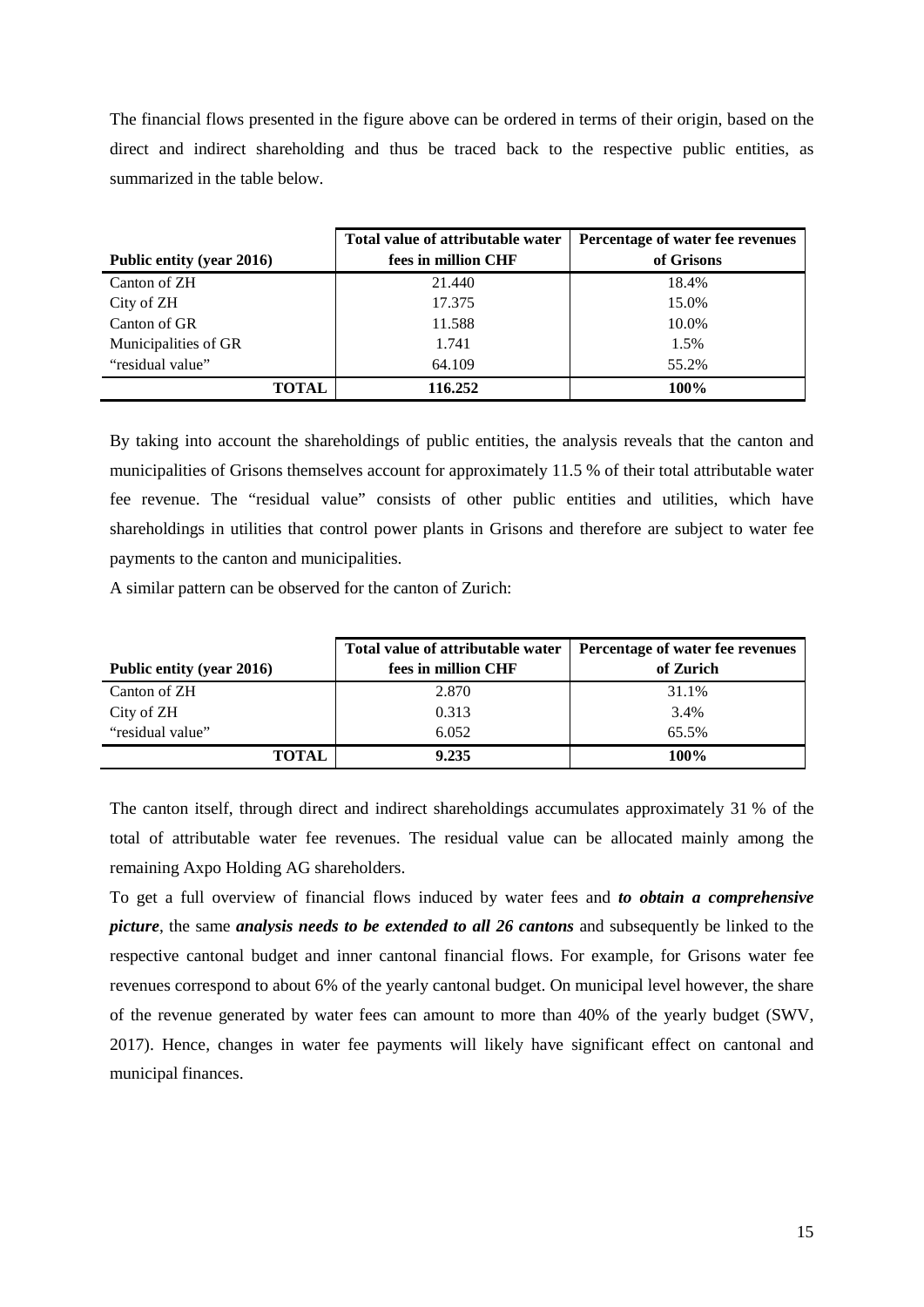The financial flows presented in the figure above can be ordered in terms of their origin, based on the direct and indirect shareholding and thus be traced back to the respective public entities, as summarized in the table below.

| Public entity (year 2016) | Total value of attributable water fees in million CHF | Percentage of water fee revenues of Grisons |
|---|---|---|
| Canton of ZH | 21.440 | 18.4% |
| City of ZH | 17.375 | 15.0% |
| Canton of GR | 11.588 | 10.0% |
| Municipalities of GR | 1.741 | 1.5% |
| “residual value” | 64.109 | 55.2% |
| **TOTAL** | **116.252** | **100%** |

By taking into account the shareholdings of public entities, the analysis reveals that the canton and municipalities of Grisons themselves account for approximately 11.5 % of their total attributable water fee revenue. The “residual value” consists of other public entities and utilities, which have shareholdings in utilities that control power plants in Grisons and therefore are subject to water fee payments to the canton and municipalities.

A similar pattern can be observed for the canton of Zurich:

| Public entity (year 2016) | Total value of attributable water fees in million CHF | Percentage of water fee revenues of Zurich |
|---|---|---|
| Canton of ZH | 2.870 | 31.1% |
| City of ZH | 0.313 | 3.4% |
| “residual value” | 6.052 | 65.5% |
| **TOTAL** | **9.235** | **100%** |

The canton itself, through direct and indirect shareholdings accumulates approximately 31 % of the total of attributable water fee revenues. The residual value can be allocated mainly among the remaining Axpo Holding AG shareholders.

To get a full overview of financial flows induced by water fees and ***to obtain a comprehensive picture***, the same ***analysis needs to be extended to all 26 cantons*** and subsequently be linked to the respective cantonal budget and inner cantonal financial flows. For example, for Grisons water fee revenues correspond to about 6% of the yearly cantonal budget. On municipal level however, the share of the revenue generated by water fees can amount to more than 40% of the yearly budget (SWV, 2017). Hence, changes in water fee payments will likely have significant effect on cantonal and municipal finances.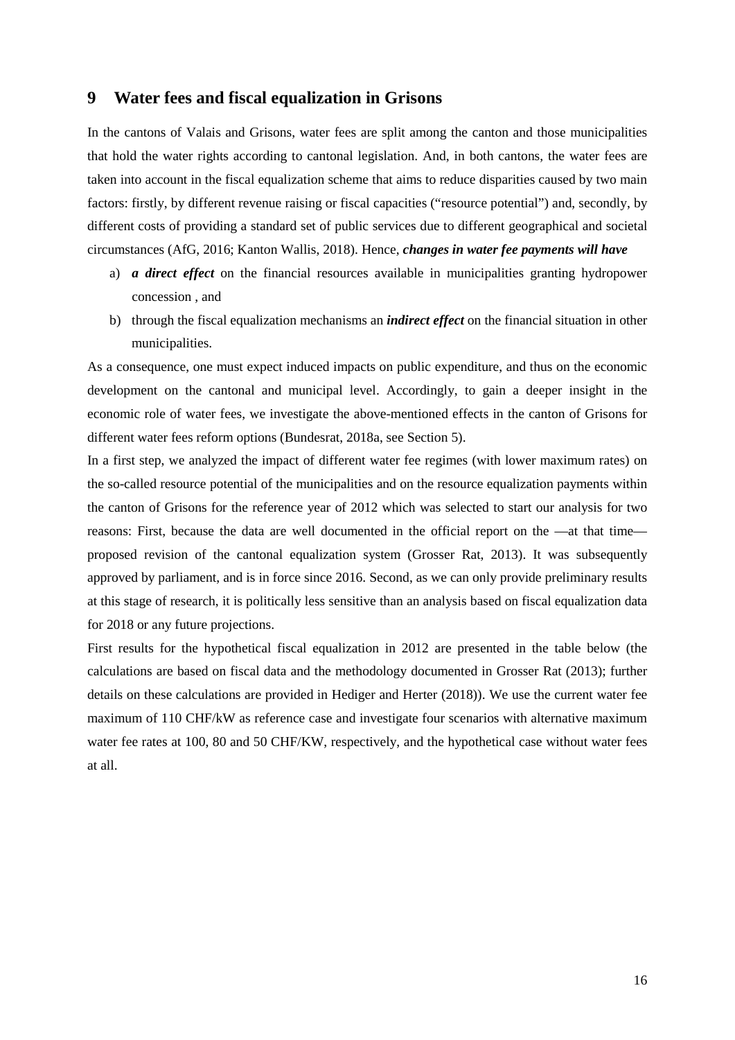## 9 Water fees and fiscal equalization in Grisons

In the cantons of Valais and Grisons, water fees are split among the canton and those municipalities that hold the water rights according to cantonal legislation. And, in both cantons, the water fees are taken into account in the fiscal equalization scheme that aims to reduce disparities caused by two main factors: firstly, by different revenue raising or fiscal capacities ("resource potential") and, secondly, by different costs of providing a standard set of public services due to different geographical and societal circumstances (AfG, 2016; Kanton Wallis, 2018). Hence, ***changes in water fee payments will have***

a) ***a direct effect*** on the financial resources available in municipalities granting hydropower concession , and
b) through the fiscal equalization mechanisms an ***indirect effect*** on the financial situation in other municipalities.

As a consequence, one must expect induced impacts on public expenditure, and thus on the economic development on the cantonal and municipal level. Accordingly, to gain a deeper insight in the economic role of water fees, we investigate the above-mentioned effects in the canton of Grisons for different water fees reform options (Bundesrat, 2018a, see Section 5).

In a first step, we analyzed the impact of different water fee regimes (with lower maximum rates) on the so-called resource potential of the municipalities and on the resource equalization payments within the canton of Grisons for the reference year of 2012 which was selected to start our analysis for two reasons: First, because the data are well documented in the official report on the —at that time— proposed revision of the cantonal equalization system (Grosser Rat, 2013). It was subsequently approved by parliament, and is in force since 2016. Second, as we can only provide preliminary results at this stage of research, it is politically less sensitive than an analysis based on fiscal equalization data for 2018 or any future projections.

First results for the hypothetical fiscal equalization in 2012 are presented in the table below (the calculations are based on fiscal data and the methodology documented in Grosser Rat (2013); further details on these calculations are provided in Hediger and Herter (2018)). We use the current water fee maximum of 110 CHF/kW as reference case and investigate four scenarios with alternative maximum water fee rates at 100, 80 and 50 CHF/KW, respectively, and the hypothetical case without water fees at all.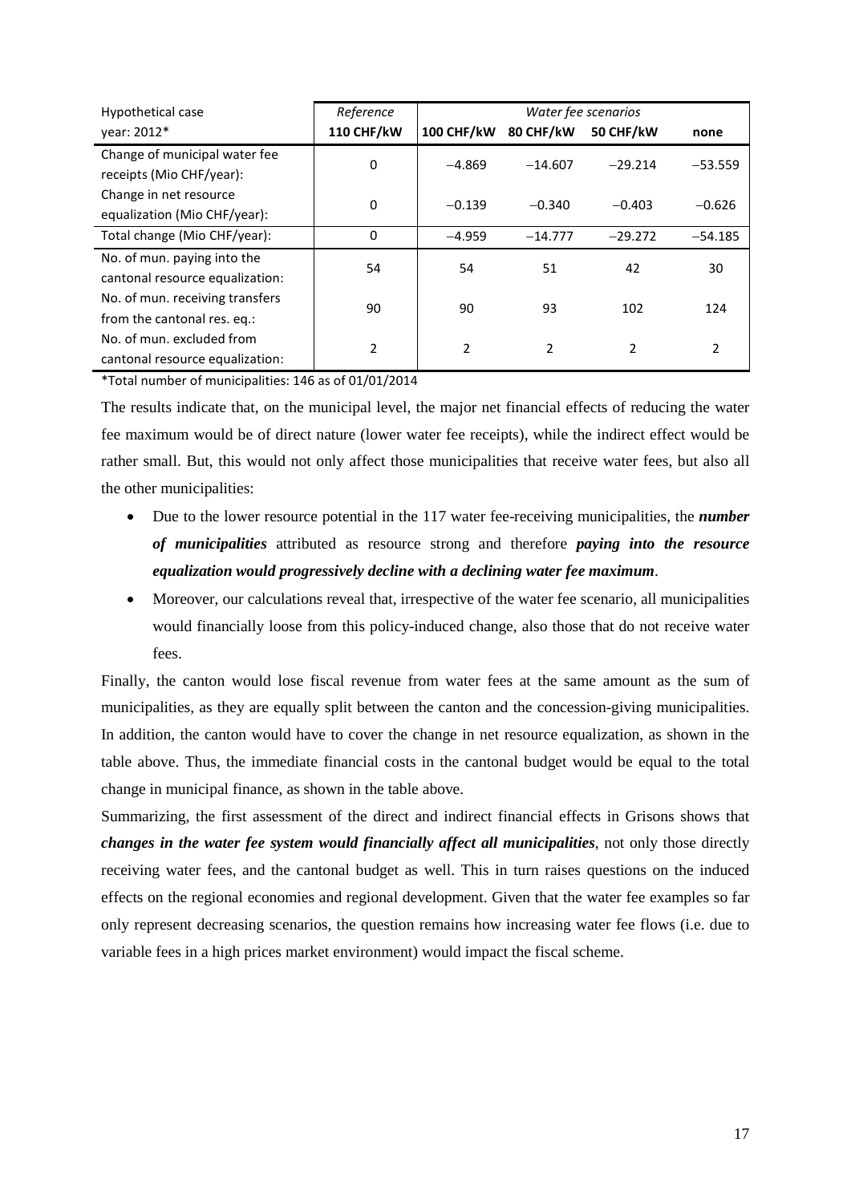| Hypothetical case year: 2012* | *Reference* **110 CHF/kW** | *Water fee scenarios* **100 CHF/kW** | **80 CHF/kW** | **50 CHF/kW** | **none** |
|---|---|---|---|---|---|
| Change of municipal water fee receipts (Mio CHF/year): | 0 | −4.869 | −14.607 | −29.214 | −53.559 |
| Change in net resource equalization (Mio CHF/year): | 0 | −0.139 | −0.340 | −0.403 | −0.626 |
| Total change (Mio CHF/year): | 0 | −4.959 | −14.777 | −29.272 | −54.185 |
| No. of mun. paying into the cantonal resource equalization: | 54 | 54 | 51 | 42 | 30 |
| No. of mun. receiving transfers from the cantonal res. eq.: | 90 | 90 | 93 | 102 | 124 |
| No. of mun. excluded from cantonal resource equalization: | 2 | 2 | 2 | 2 | 2 |

*Total number of municipalities: 146 as of 01/01/2014

The results indicate that, on the municipal level, the major net financial effects of reducing the water fee maximum would be of direct nature (lower water fee receipts), while the indirect effect would be rather small. But, this would not only affect those municipalities that receive water fees, but also all the other municipalities:

- Due to the lower resource potential in the 117 water fee-receiving municipalities, the ***number of municipalities*** attributed as resource strong and therefore ***paying into the resource equalization would progressively decline with a declining water fee maximum***.
- Moreover, our calculations reveal that, irrespective of the water fee scenario, all municipalities would financially loose from this policy-induced change, also those that do not receive water fees.

Finally, the canton would lose fiscal revenue from water fees at the same amount as the sum of municipalities, as they are equally split between the canton and the concession-giving municipalities. In addition, the canton would have to cover the change in net resource equalization, as shown in the table above. Thus, the immediate financial costs in the cantonal budget would be equal to the total change in municipal finance, as shown in the table above.

Summarizing, the first assessment of the direct and indirect financial effects in Grisons shows that ***changes in the water fee system would financially affect all municipalities***, not only those directly receiving water fees, and the cantonal budget as well. This in turn raises questions on the induced effects on the regional economies and regional development. Given that the water fee examples so far only represent decreasing scenarios, the question remains how increasing water fee flows (i.e. due to variable fees in a high prices market environment) would impact the fiscal scheme.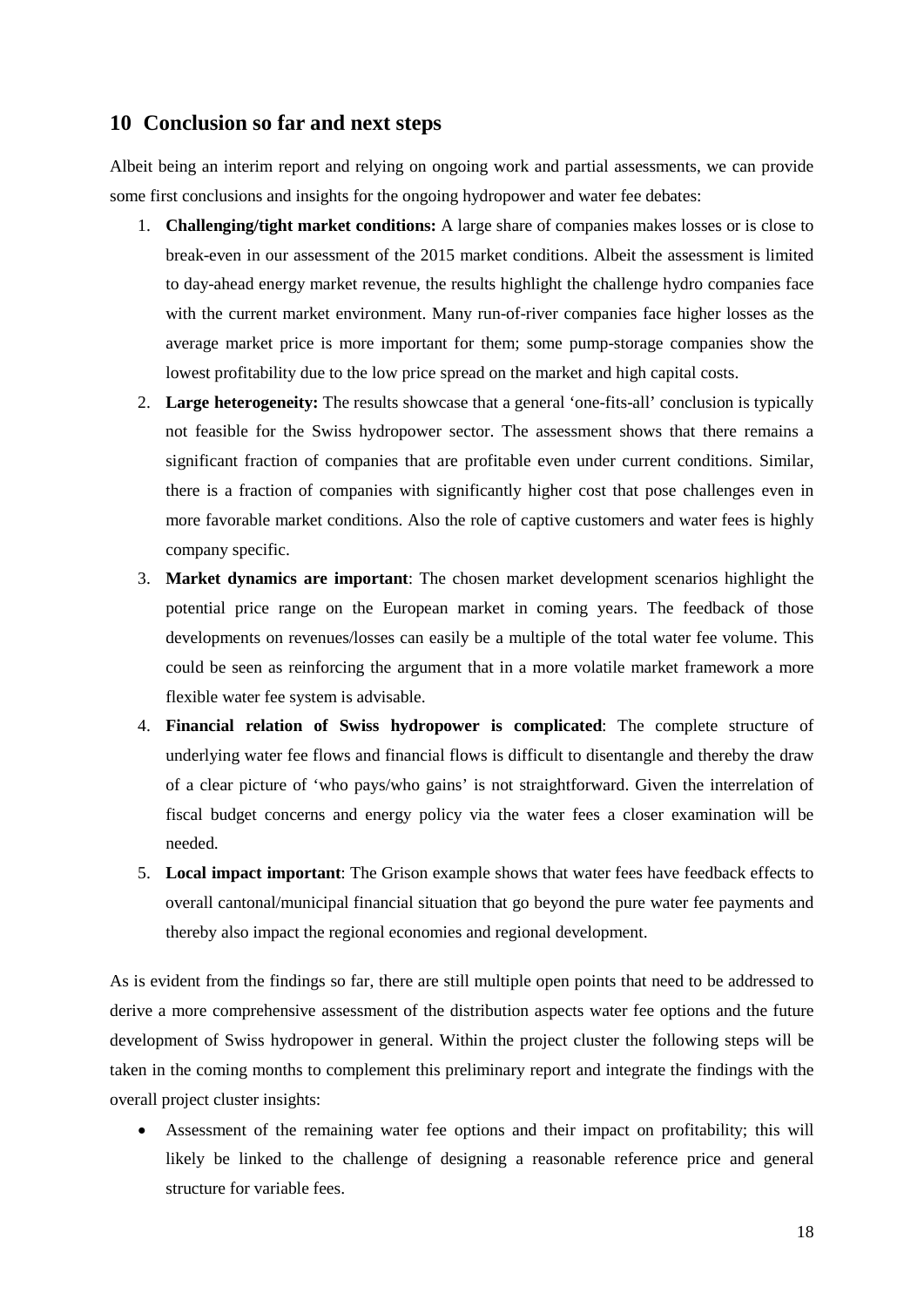## 10 Conclusion so far and next steps

Albeit being an interim report and relying on ongoing work and partial assessments, we can provide some first conclusions and insights for the ongoing hydropower and water fee debates:

1. **Challenging/tight market conditions:** A large share of companies makes losses or is close to break-even in our assessment of the 2015 market conditions. Albeit the assessment is limited to day-ahead energy market revenue, the results highlight the challenge hydro companies face with the current market environment. Many run-of-river companies face higher losses as the average market price is more important for them; some pump-storage companies show the lowest profitability due to the low price spread on the market and high capital costs.
2. **Large heterogeneity:** The results showcase that a general 'one-fits-all' conclusion is typically not feasible for the Swiss hydropower sector. The assessment shows that there remains a significant fraction of companies that are profitable even under current conditions. Similar, there is a fraction of companies with significantly higher cost that pose challenges even in more favorable market conditions. Also the role of captive customers and water fees is highly company specific.
3. **Market dynamics are important**: The chosen market development scenarios highlight the potential price range on the European market in coming years. The feedback of those developments on revenues/losses can easily be a multiple of the total water fee volume. This could be seen as reinforcing the argument that in a more volatile market framework a more flexible water fee system is advisable.
4. **Financial relation of Swiss hydropower is complicated**: The complete structure of underlying water fee flows and financial flows is difficult to disentangle and thereby the draw of a clear picture of 'who pays/who gains' is not straightforward. Given the interrelation of fiscal budget concerns and energy policy via the water fees a closer examination will be needed.
5. **Local impact important**: The Grison example shows that water fees have feedback effects to overall cantonal/municipal financial situation that go beyond the pure water fee payments and thereby also impact the regional economies and regional development.

As is evident from the findings so far, there are still multiple open points that need to be addressed to derive a more comprehensive assessment of the distribution aspects water fee options and the future development of Swiss hydropower in general. Within the project cluster the following steps will be taken in the coming months to complement this preliminary report and integrate the findings with the overall project cluster insights:

- Assessment of the remaining water fee options and their impact on profitability; this will likely be linked to the challenge of designing a reasonable reference price and general structure for variable fees.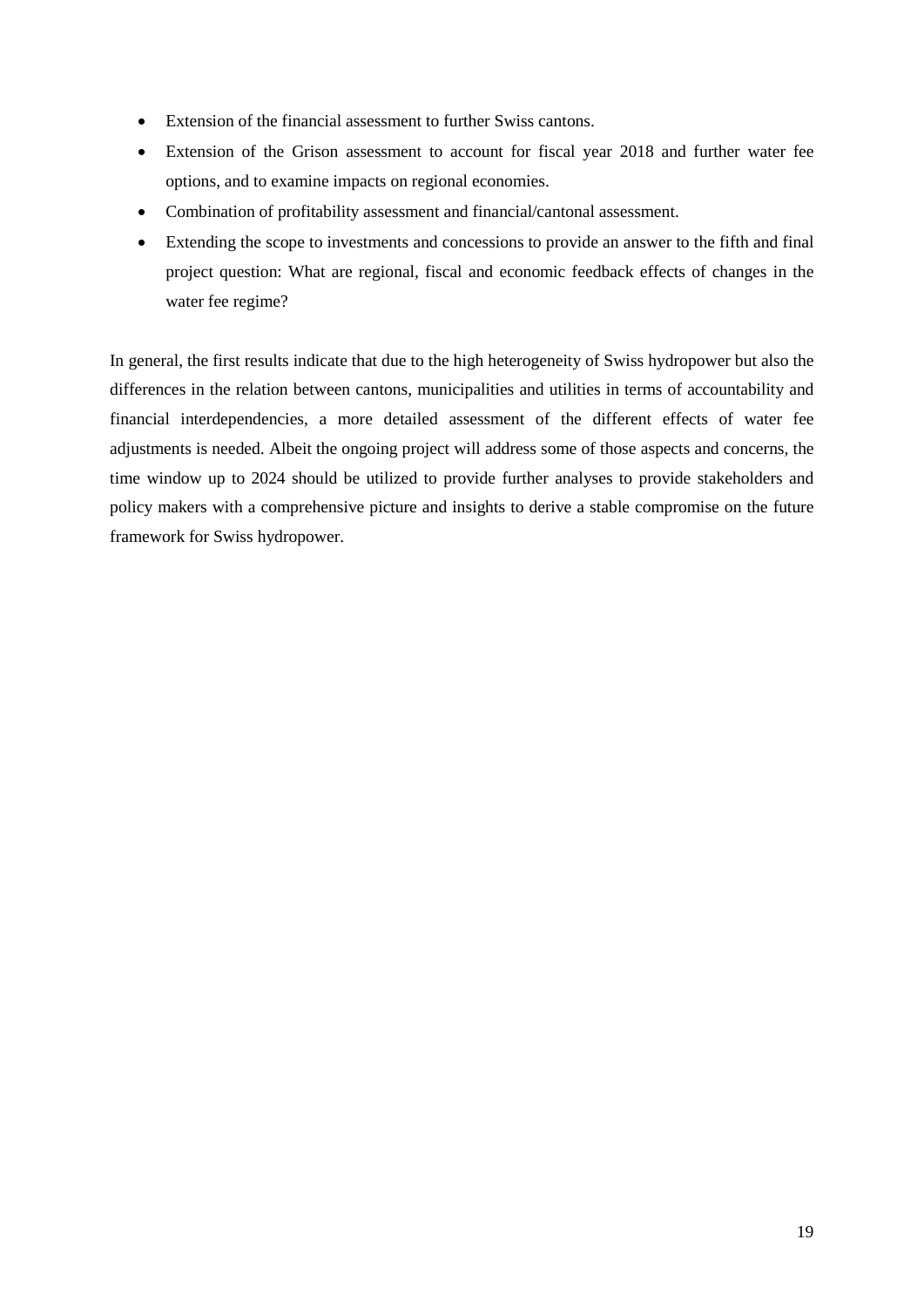- Extension of the financial assessment to further Swiss cantons.
- Extension of the Grison assessment to account for fiscal year 2018 and further water fee options, and to examine impacts on regional economies.
- Combination of profitability assessment and financial/cantonal assessment.
- Extending the scope to investments and concessions to provide an answer to the fifth and final project question: What are regional, fiscal and economic feedback effects of changes in the water fee regime?

In general, the first results indicate that due to the high heterogeneity of Swiss hydropower but also the differences in the relation between cantons, municipalities and utilities in terms of accountability and financial interdependencies, a more detailed assessment of the different effects of water fee adjustments is needed. Albeit the ongoing project will address some of those aspects and concerns, the time window up to 2024 should be utilized to provide further analyses to provide stakeholders and policy makers with a comprehensive picture and insights to derive a stable compromise on the future framework for Swiss hydropower.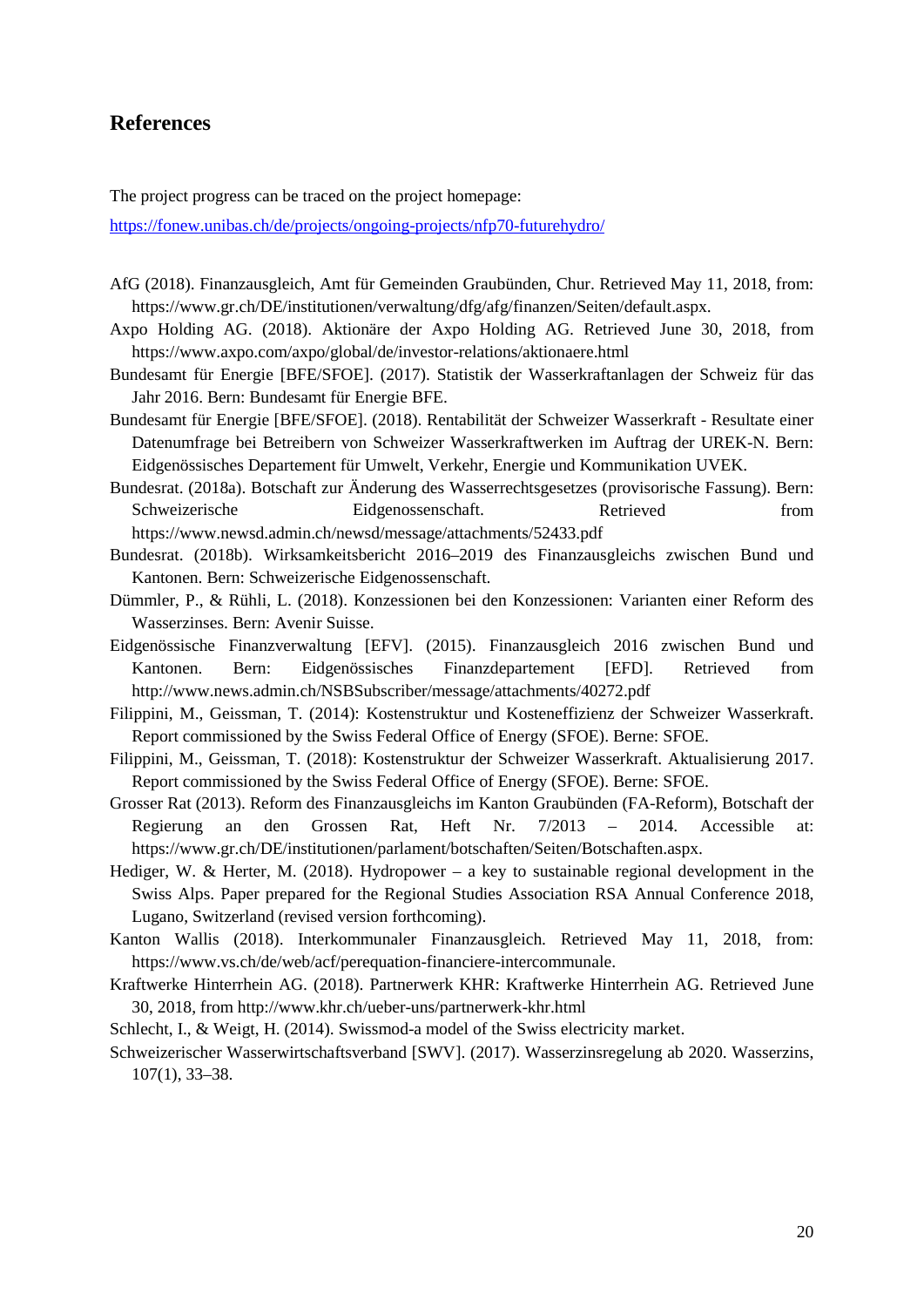## References

The project progress can be traced on the project homepage:

[https://fonew.unibas.ch/de/projects/ongoing-projects/nfp70-futurehydro/](https://fonew.unibas.ch/de/projects/ongoing-projects/nfp70-futurehydro/)

AfG (2018). Finanzausgleich, Amt für Gemeinden Graubünden, Chur. Retrieved May 11, 2018, from: https://www.gr.ch/DE/institutionen/verwaltung/dfg/afg/finanzen/Seiten/default.aspx.

Axpo Holding AG. (2018). Aktionäre der Axpo Holding AG. Retrieved June 30, 2018, from https://www.axpo.com/axpo/global/de/investor-relations/aktionaere.html

Bundesamt für Energie [BFE/SFOE]. (2017). Statistik der Wasserkraftanlagen der Schweiz für das Jahr 2016. Bern: Bundesamt für Energie BFE.

Bundesamt für Energie [BFE/SFOE]. (2018). Rentabilität der Schweizer Wasserkraft - Resultate einer Datenumfrage bei Betreibern von Schweizer Wasserkraftwerken im Auftrag der UREK-N. Bern: Eidgenössisches Departement für Umwelt, Verkehr, Energie und Kommunikation UVEK.

Bundesrat. (2018a). Botschaft zur Änderung des Wasserrechtsgesetzes (provisorische Fassung). Bern: Schweizerische Eidgenossenschaft. Retrieved from https://www.newsd.admin.ch/newsd/message/attachments/52433.pdf

Bundesrat. (2018b). Wirksamkeitsbericht 2016–2019 des Finanzausgleichs zwischen Bund und Kantonen. Bern: Schweizerische Eidgenossenschaft.

Dümmler, P., & Rühli, L. (2018). Konzessionen bei den Konzessionen: Varianten einer Reform des Wasserzinses. Bern: Avenir Suisse.

Eidgenössische Finanzverwaltung [EFV]. (2015). Finanzausgleich 2016 zwischen Bund und Kantonen. Bern: Eidgenössisches Finanzdepartement [EFD]. Retrieved from http://www.news.admin.ch/NSBSubscriber/message/attachments/40272.pdf

Filippini, M., Geissman, T. (2014): Kostenstruktur und Kosteneffizienz der Schweizer Wasserkraft. Report commissioned by the Swiss Federal Office of Energy (SFOE). Berne: SFOE.

Filippini, M., Geissman, T. (2018): Kostenstruktur der Schweizer Wasserkraft. Aktualisierung 2017. Report commissioned by the Swiss Federal Office of Energy (SFOE). Berne: SFOE.

Grosser Rat (2013). Reform des Finanzausgleichs im Kanton Graubünden (FA-Reform), Botschaft der Regierung an den Grossen Rat, Heft Nr. 7/2013 – 2014. Accessible at: https://www.gr.ch/DE/institutionen/parlament/botschaften/Seiten/Botschaften.aspx.

Hediger, W. & Herter, M. (2018). Hydropower – a key to sustainable regional development in the Swiss Alps. Paper prepared for the Regional Studies Association RSA Annual Conference 2018, Lugano, Switzerland (revised version forthcoming).

Kanton Wallis (2018). Interkommunaler Finanzausgleich. Retrieved May 11, 2018, from: https://www.vs.ch/de/web/acf/perequation-financiere-intercommunale.

Kraftwerke Hinterrhein AG. (2018). Partnerwerk KHR: Kraftwerke Hinterrhein AG. Retrieved June 30, 2018, from http://www.khr.ch/ueber-uns/partnerwerk-khr.html

Schlecht, I., & Weigt, H. (2014). Swissmod-a model of the Swiss electricity market.

Schweizerischer Wasserwirtschaftsverband [SWV]. (2017). Wasserzinsregelung ab 2020. Wasserzins, 107(1), 33–38.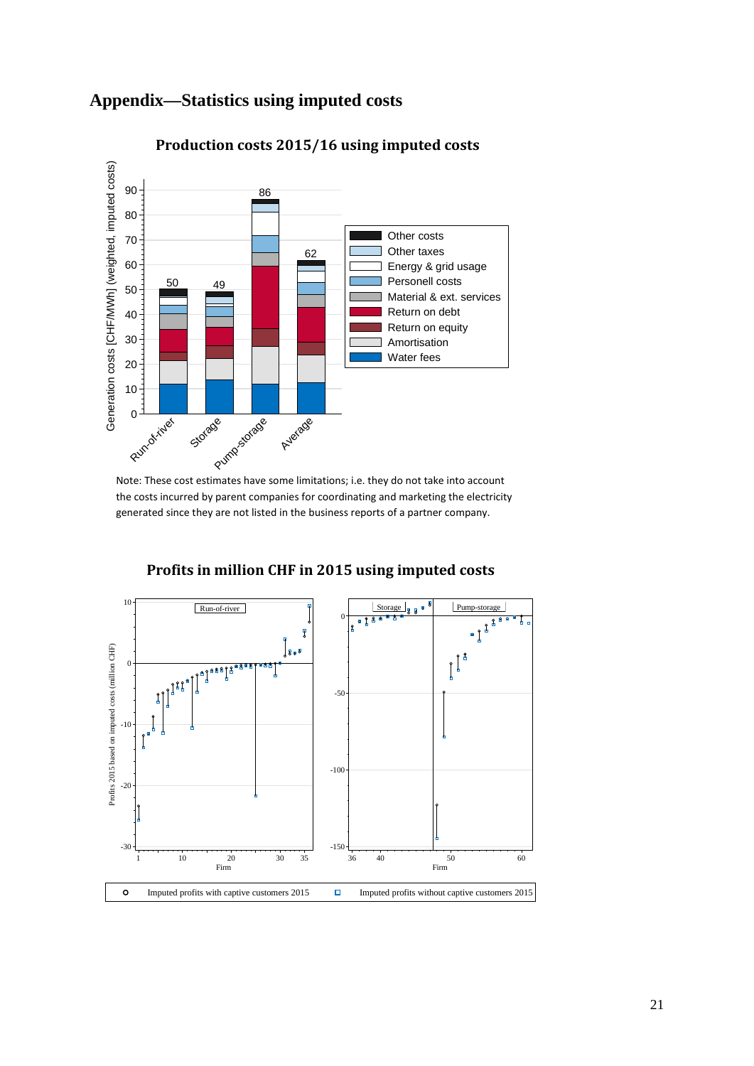# Appendix—Statistics using imputed costs

**Production costs 2015/16 using imputed costs**

Note: These cost estimates have some limitations; i.e. they do not take into account the costs incurred by parent companies for coordinating and marketing the electricity generated since they are not listed in the business reports of a partner company.

**Profits in million CHF in 2015 using imputed costs**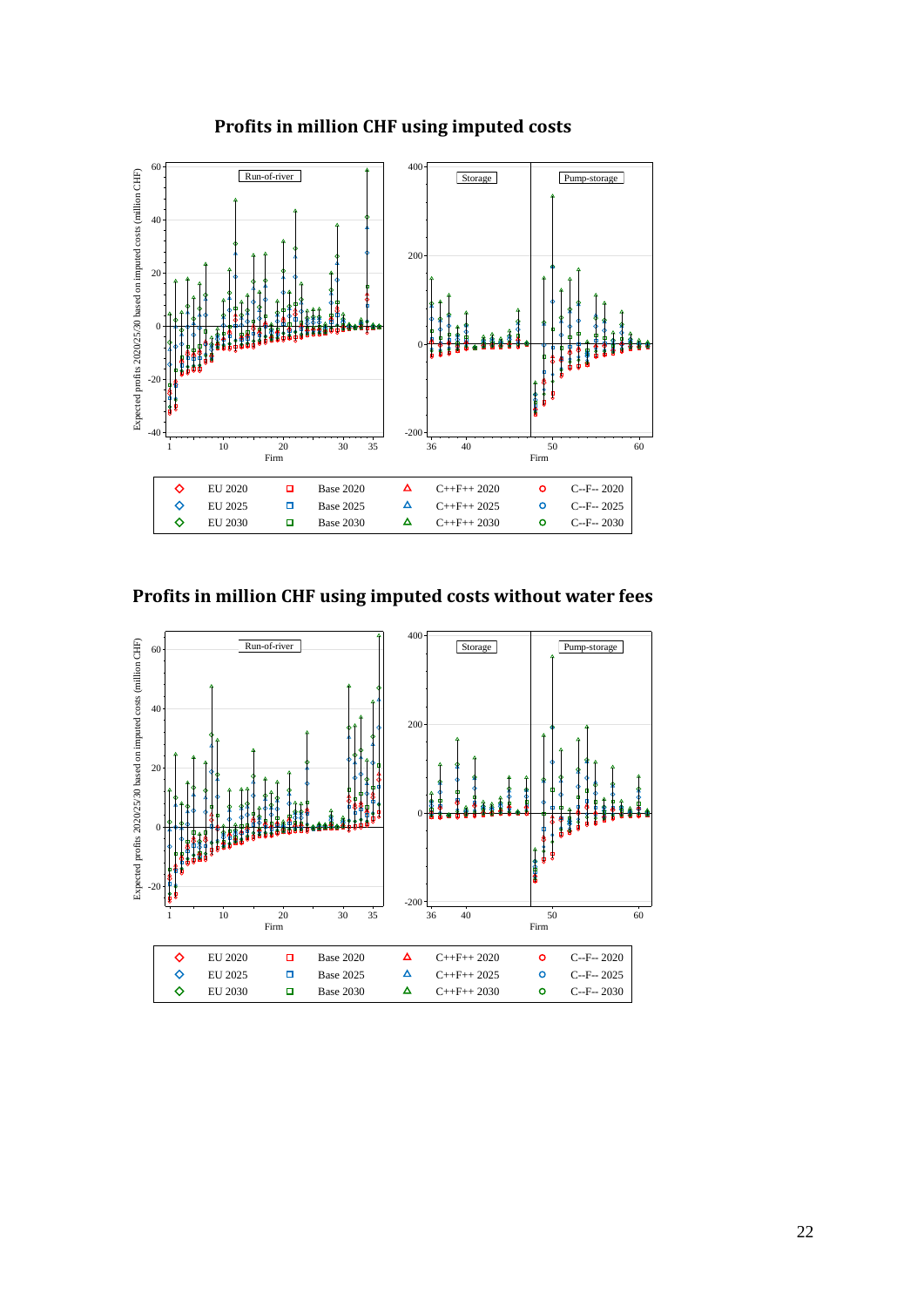**Profits in million CHF using imputed costs**

**Profits in million CHF using imputed costs without water fees**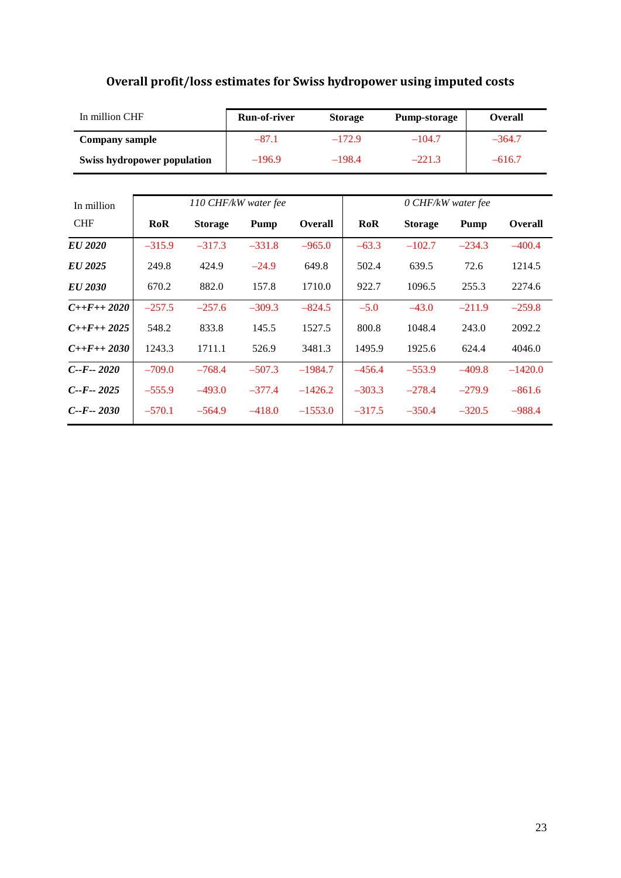## Overall profit/loss estimates for Swiss hydropower using imputed costs

| In million CHF | Run-of-river | Storage | Pump-storage | Overall |
|---|---|---|---|---|
| **Company sample** | –87.1 | –172.9 | –104.7 | –364.7 |
| **Swiss hydropower population** | –196.9 | –198.4 | –221.3 | –616.7 |

| In million CHF | *110 CHF/kW water fee* | | | | *0 CHF/kW water fee* | | | |
|---|---|---|---|---|---|---|---|---|
| | **RoR** | **Storage** | **Pump** | **Overall** | **RoR** | **Storage** | **Pump** | **Overall** |
| ***EU 2020*** | –315.9 | –317.3 | –331.8 | –965.0 | –63.3 | –102.7 | –234.3 | –400.4 |
| ***EU 2025*** | 249.8 | 424.9 | –24.9 | 649.8 | 502.4 | 639.5 | 72.6 | 1214.5 |
| ***EU 2030*** | 670.2 | 882.0 | 157.8 | 1710.0 | 922.7 | 1096.5 | 255.3 | 2274.6 |
| ***C++F++ 2020*** | –257.5 | –257.6 | –309.3 | –824.5 | –5.0 | –43.0 | –211.9 | –259.8 |
| ***C++F++ 2025*** | 548.2 | 833.8 | 145.5 | 1527.5 | 800.8 | 1048.4 | 243.0 | 2092.2 |
| ***C++F++ 2030*** | 1243.3 | 1711.1 | 526.9 | 3481.3 | 1495.9 | 1925.6 | 624.4 | 4046.0 |
| ***C--F-- 2020*** | –709.0 | –768.4 | –507.3 | –1984.7 | –456.4 | –553.9 | –409.8 | –1420.0 |
| ***C--F-- 2025*** | –555.9 | –493.0 | –377.4 | –1426.2 | –303.3 | –278.4 | –279.9 | –861.6 |
| ***C--F-- 2030*** | –570.1 | –564.9 | –418.0 | –1553.0 | –317.5 | –350.4 | –320.5 | –988.4 |